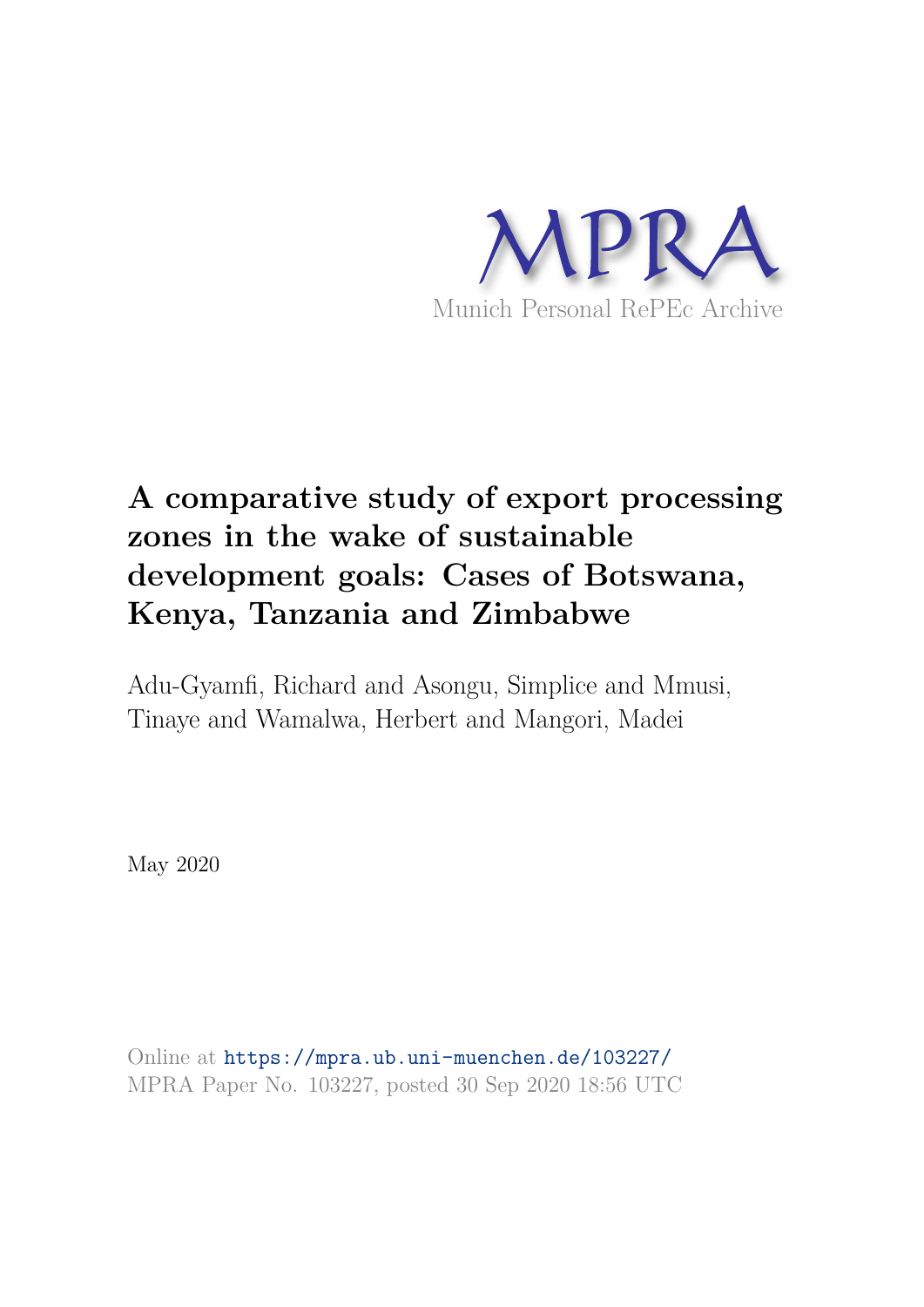MPRA

Munich Personal RePEc Archive

# A comparative study of export processing zones in the wake of sustainable development goals: Cases of Botswana, Kenya, Tanzania and Zimbabwe

Adu-Gyamfi, Richard and Asongu, Simplice and Mmusi, Tinaye and Wamalwa, Herbert and Mangori, Madei

May 2020

Online at https://mpra.ub.uni-muenchen.de/103227/

MPRA Paper No. 103227, posted 30 Sep 2020 18:56 UTC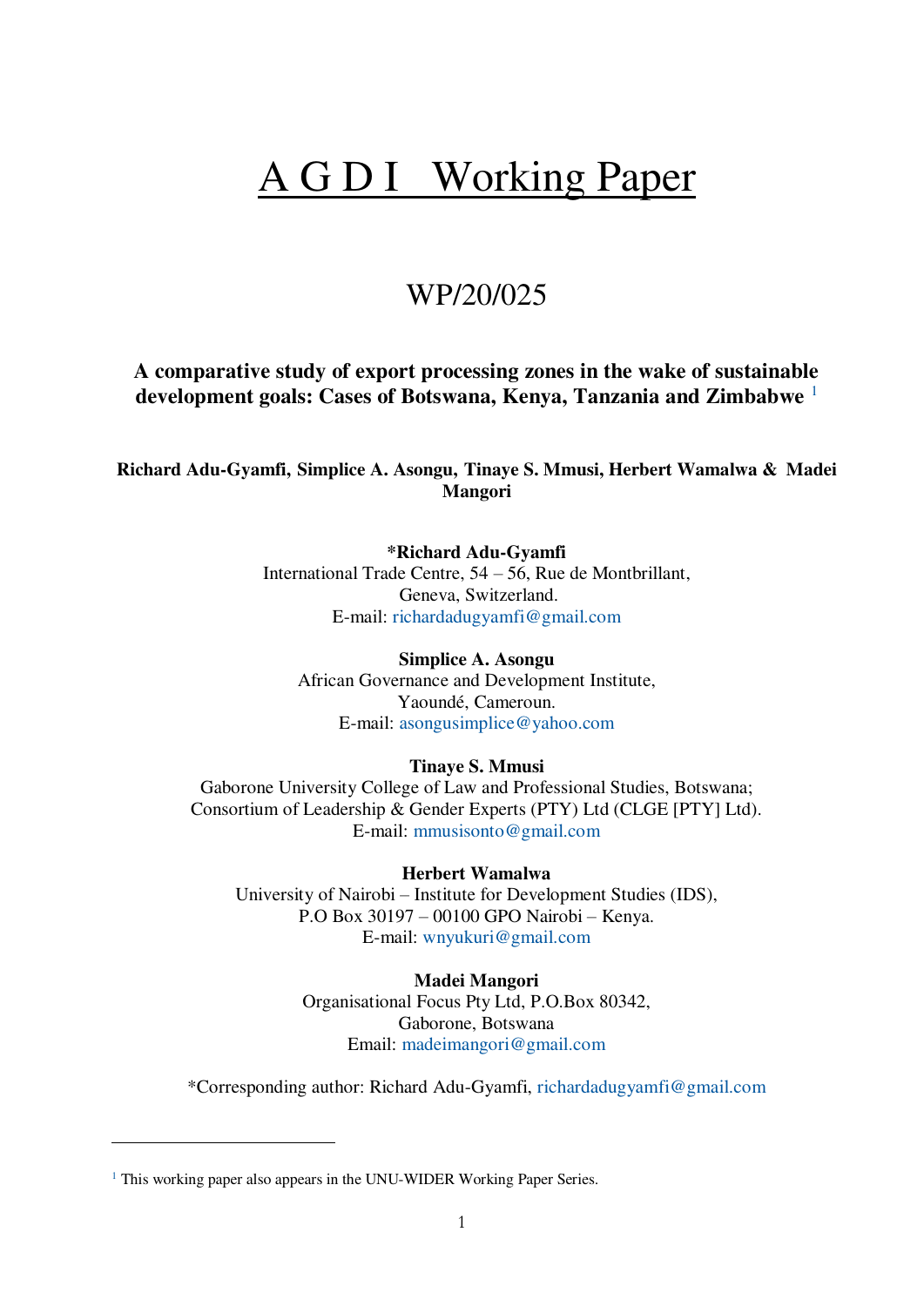# A G D I Working Paper

## WP/20/025

**A comparative study of export processing zones in the wake of sustainable development goals: Cases of Botswana, Kenya, Tanzania and Zimbabwe** [1]

**Richard Adu-Gyamfi, Simplice A. Asongu, Tinaye S. Mmusi, Herbert Wamalwa & Madei Mangori**

**\*Richard Adu-Gyamfi**
International Trade Centre, 54 – 56, Rue de Montbrillant,
Geneva, Switzerland.
E-mail: richardadugyamfi@gmail.com

**Simplice A. Asongu**
African Governance and Development Institute,
Yaoundé, Cameroun.
E-mail: asongusimplice@yahoo.com

**Tinaye S. Mmusi**
Gaborone University College of Law and Professional Studies, Botswana;
Consortium of Leadership & Gender Experts (PTY) Ltd (CLGE [PTY] Ltd).
E-mail: mmusisonto@gmail.com

**Herbert Wamalwa**
University of Nairobi – Institute for Development Studies (IDS),
P.O Box 30197 – 00100 GPO Nairobi – Kenya.
E-mail: wnyukuri@gmail.com

**Madei Mangori**
Organisational Focus Pty Ltd, P.O.Box 80342,
Gaborone, Botswana
Email: madeimangori@gmail.com

\*Corresponding author: Richard Adu-Gyamfi, richardadugyamfi@gmail.com

---

[1] This working paper also appears in the UNU-WIDER Working Paper Series.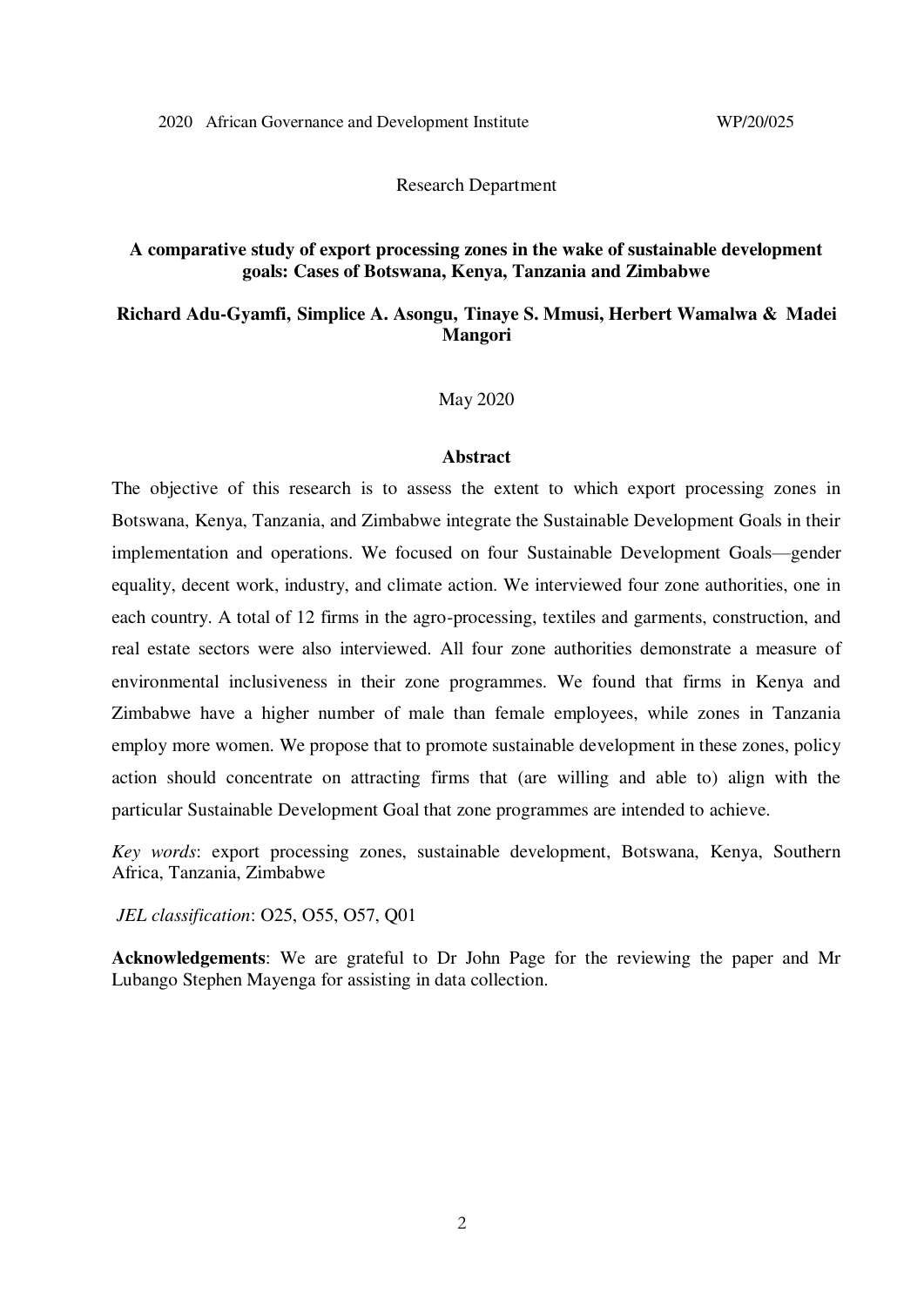2020 African Governance and Development Institute WP/20/025

Research Department

**A comparative study of export processing zones in the wake of sustainable development goals: Cases of Botswana, Kenya, Tanzania and Zimbabwe**

**Richard Adu-Gyamfi, Simplice A. Asongu, Tinaye S. Mmusi, Herbert Wamalwa & Madei Mangori**

May 2020

**Abstract**

The objective of this research is to assess the extent to which export processing zones in Botswana, Kenya, Tanzania, and Zimbabwe integrate the Sustainable Development Goals in their implementation and operations. We focused on four Sustainable Development Goals—gender equality, decent work, industry, and climate action. We interviewed four zone authorities, one in each country. A total of 12 firms in the agro-processing, textiles and garments, construction, and real estate sectors were also interviewed. All four zone authorities demonstrate a measure of environmental inclusiveness in their zone programmes. We found that firms in Kenya and Zimbabwe have a higher number of male than female employees, while zones in Tanzania employ more women. We propose that to promote sustainable development in these zones, policy action should concentrate on attracting firms that (are willing and able to) align with the particular Sustainable Development Goal that zone programmes are intended to achieve.

*Key words*: export processing zones, sustainable development, Botswana, Kenya, Southern Africa, Tanzania, Zimbabwe

*JEL classification*: O25, O55, O57, Q01

**Acknowledgements**: We are grateful to Dr John Page for the reviewing the paper and Mr Lubango Stephen Mayenga for assisting in data collection.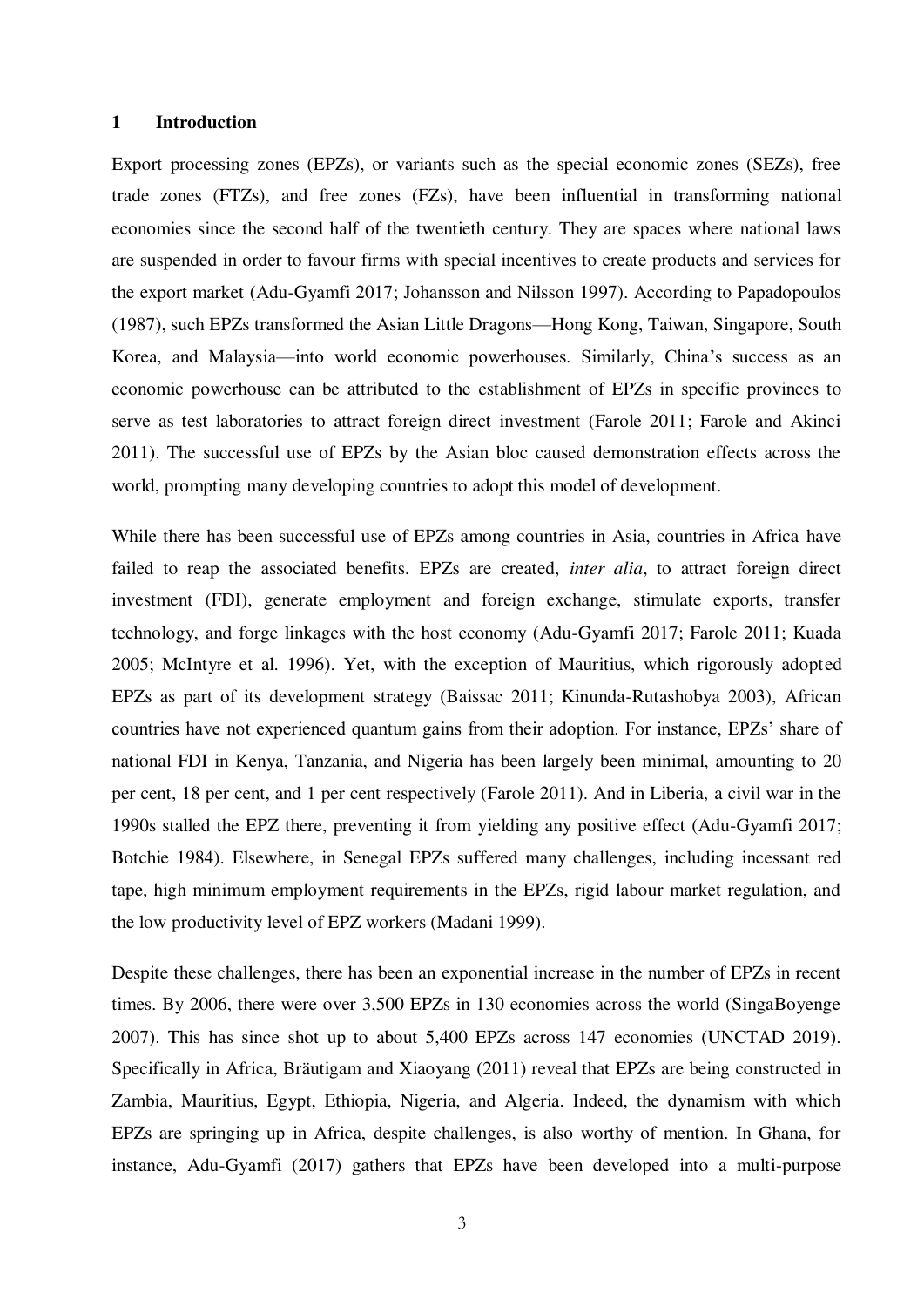## 1 Introduction

Export processing zones (EPZs), or variants such as the special economic zones (SEZs), free trade zones (FTZs), and free zones (FZs), have been influential in transforming national economies since the second half of the twentieth century. They are spaces where national laws are suspended in order to favour firms with special incentives to create products and services for the export market (Adu-Gyamfi 2017; Johansson and Nilsson 1997). According to Papadopoulos (1987), such EPZs transformed the Asian Little Dragons—Hong Kong, Taiwan, Singapore, South Korea, and Malaysia—into world economic powerhouses. Similarly, China's success as an economic powerhouse can be attributed to the establishment of EPZs in specific provinces to serve as test laboratories to attract foreign direct investment (Farole 2011; Farole and Akinci 2011). The successful use of EPZs by the Asian bloc caused demonstration effects across the world, prompting many developing countries to adopt this model of development.

While there has been successful use of EPZs among countries in Asia, countries in Africa have failed to reap the associated benefits. EPZs are created, *inter alia*, to attract foreign direct investment (FDI), generate employment and foreign exchange, stimulate exports, transfer technology, and forge linkages with the host economy (Adu-Gyamfi 2017; Farole 2011; Kuada 2005; McIntyre et al. 1996). Yet, with the exception of Mauritius, which rigorously adopted EPZs as part of its development strategy (Baissac 2011; Kinunda-Rutashobya 2003), African countries have not experienced quantum gains from their adoption. For instance, EPZs' share of national FDI in Kenya, Tanzania, and Nigeria has been largely been minimal, amounting to 20 per cent, 18 per cent, and 1 per cent respectively (Farole 2011). And in Liberia, a civil war in the 1990s stalled the EPZ there, preventing it from yielding any positive effect (Adu-Gyamfi 2017; Botchie 1984). Elsewhere, in Senegal EPZs suffered many challenges, including incessant red tape, high minimum employment requirements in the EPZs, rigid labour market regulation, and the low productivity level of EPZ workers (Madani 1999).

Despite these challenges, there has been an exponential increase in the number of EPZs in recent times. By 2006, there were over 3,500 EPZs in 130 economies across the world (SingaBoyenge 2007). This has since shot up to about 5,400 EPZs across 147 economies (UNCTAD 2019). Specifically in Africa, Bräutigam and Xiaoyang (2011) reveal that EPZs are being constructed in Zambia, Mauritius, Egypt, Ethiopia, Nigeria, and Algeria. Indeed, the dynamism with which EPZs are springing up in Africa, despite challenges, is also worthy of mention. In Ghana, for instance, Adu-Gyamfi (2017) gathers that EPZs have been developed into a multi-purpose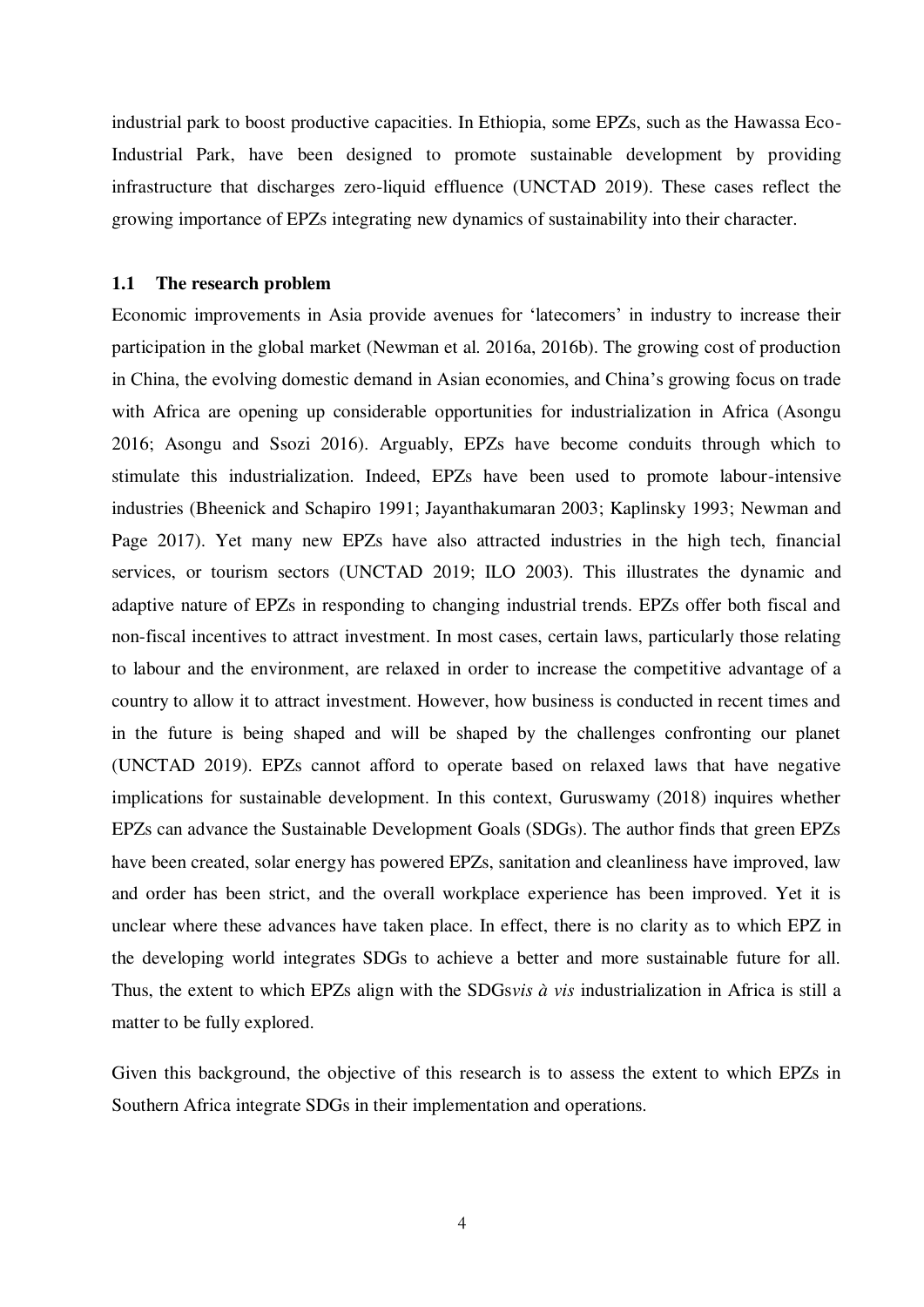industrial park to boost productive capacities. In Ethiopia, some EPZs, such as the Hawassa Eco-Industrial Park, have been designed to promote sustainable development by providing infrastructure that discharges zero-liquid effluence (UNCTAD 2019). These cases reflect the growing importance of EPZs integrating new dynamics of sustainability into their character.

## 1.1 The research problem

Economic improvements in Asia provide avenues for 'latecomers' in industry to increase their participation in the global market (Newman et al. 2016a, 2016b). The growing cost of production in China, the evolving domestic demand in Asian economies, and China's growing focus on trade with Africa are opening up considerable opportunities for industrialization in Africa (Asongu 2016; Asongu and Ssozi 2016). Arguably, EPZs have become conduits through which to stimulate this industrialization. Indeed, EPZs have been used to promote labour-intensive industries (Bheenick and Schapiro 1991; Jayanthakumaran 2003; Kaplinsky 1993; Newman and Page 2017). Yet many new EPZs have also attracted industries in the high tech, financial services, or tourism sectors (UNCTAD 2019; ILO 2003). This illustrates the dynamic and adaptive nature of EPZs in responding to changing industrial trends. EPZs offer both fiscal and non-fiscal incentives to attract investment. In most cases, certain laws, particularly those relating to labour and the environment, are relaxed in order to increase the competitive advantage of a country to allow it to attract investment. However, how business is conducted in recent times and in the future is being shaped and will be shaped by the challenges confronting our planet (UNCTAD 2019). EPZs cannot afford to operate based on relaxed laws that have negative implications for sustainable development. In this context, Guruswamy (2018) inquires whether EPZs can advance the Sustainable Development Goals (SDGs). The author finds that green EPZs have been created, solar energy has powered EPZs, sanitation and cleanliness have improved, law and order has been strict, and the overall workplace experience has been improved. Yet it is unclear where these advances have taken place. In effect, there is no clarity as to which EPZ in the developing world integrates SDGs to achieve a better and more sustainable future for all. Thus, the extent to which EPZs align with the SDGs*vis à vis* industrialization in Africa is still a matter to be fully explored.

Given this background, the objective of this research is to assess the extent to which EPZs in Southern Africa integrate SDGs in their implementation and operations.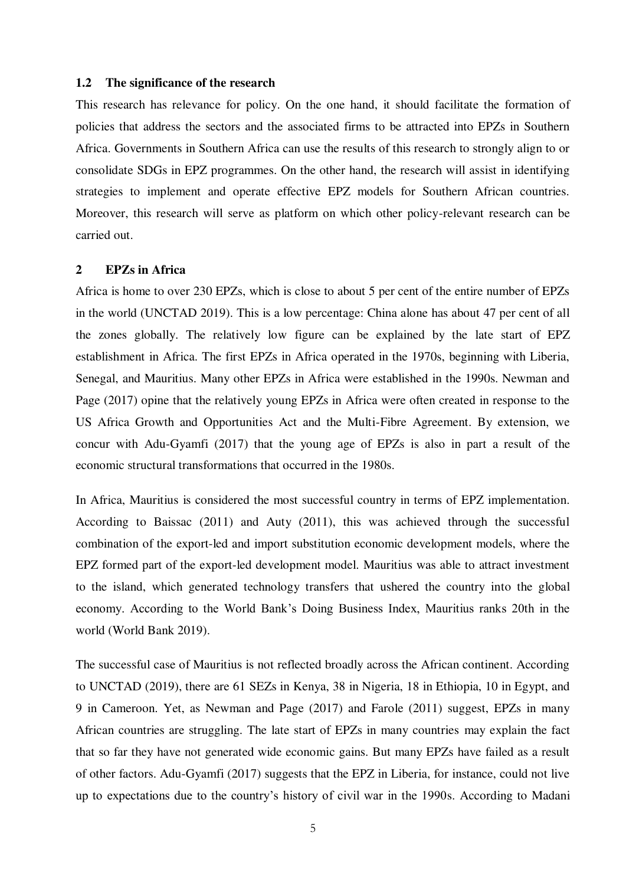### 1.2 The significance of the research

This research has relevance for policy. On the one hand, it should facilitate the formation of policies that address the sectors and the associated firms to be attracted into EPZs in Southern Africa. Governments in Southern Africa can use the results of this research to strongly align to or consolidate SDGs in EPZ programmes. On the other hand, the research will assist in identifying strategies to implement and operate effective EPZ models for Southern African countries. Moreover, this research will serve as platform on which other policy-relevant research can be carried out.

## 2 EPZs in Africa

Africa is home to over 230 EPZs, which is close to about 5 per cent of the entire number of EPZs in the world (UNCTAD 2019). This is a low percentage: China alone has about 47 per cent of all the zones globally. The relatively low figure can be explained by the late start of EPZ establishment in Africa. The first EPZs in Africa operated in the 1970s, beginning with Liberia, Senegal, and Mauritius. Many other EPZs in Africa were established in the 1990s. Newman and Page (2017) opine that the relatively young EPZs in Africa were often created in response to the US Africa Growth and Opportunities Act and the Multi-Fibre Agreement. By extension, we concur with Adu-Gyamfi (2017) that the young age of EPZs is also in part a result of the economic structural transformations that occurred in the 1980s.

In Africa, Mauritius is considered the most successful country in terms of EPZ implementation. According to Baissac (2011) and Auty (2011), this was achieved through the successful combination of the export-led and import substitution economic development models, where the EPZ formed part of the export-led development model. Mauritius was able to attract investment to the island, which generated technology transfers that ushered the country into the global economy. According to the World Bank's Doing Business Index, Mauritius ranks 20th in the world (World Bank 2019).

The successful case of Mauritius is not reflected broadly across the African continent. According to UNCTAD (2019), there are 61 SEZs in Kenya, 38 in Nigeria, 18 in Ethiopia, 10 in Egypt, and 9 in Cameroon. Yet, as Newman and Page (2017) and Farole (2011) suggest, EPZs in many African countries are struggling. The late start of EPZs in many countries may explain the fact that so far they have not generated wide economic gains. But many EPZs have failed as a result of other factors. Adu-Gyamfi (2017) suggests that the EPZ in Liberia, for instance, could not live up to expectations due to the country's history of civil war in the 1990s. According to Madani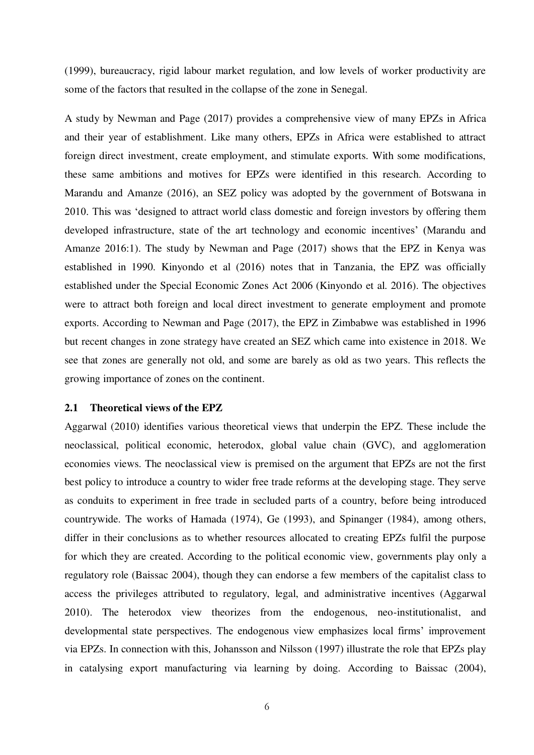(1999), bureaucracy, rigid labour market regulation, and low levels of worker productivity are some of the factors that resulted in the collapse of the zone in Senegal.

A study by Newman and Page (2017) provides a comprehensive view of many EPZs in Africa and their year of establishment. Like many others, EPZs in Africa were established to attract foreign direct investment, create employment, and stimulate exports. With some modifications, these same ambitions and motives for EPZs were identified in this research. According to Marandu and Amanze (2016), an SEZ policy was adopted by the government of Botswana in 2010. This was 'designed to attract world class domestic and foreign investors by offering them developed infrastructure, state of the art technology and economic incentives' (Marandu and Amanze 2016:1). The study by Newman and Page (2017) shows that the EPZ in Kenya was established in 1990. Kinyondo et al (2016) notes that in Tanzania, the EPZ was officially established under the Special Economic Zones Act 2006 (Kinyondo et al. 2016). The objectives were to attract both foreign and local direct investment to generate employment and promote exports. According to Newman and Page (2017), the EPZ in Zimbabwe was established in 1996 but recent changes in zone strategy have created an SEZ which came into existence in 2018. We see that zones are generally not old, and some are barely as old as two years. This reflects the growing importance of zones on the continent.

## 2.1 Theoretical views of the EPZ

Aggarwal (2010) identifies various theoretical views that underpin the EPZ. These include the neoclassical, political economic, heterodox, global value chain (GVC), and agglomeration economies views. The neoclassical view is premised on the argument that EPZs are not the first best policy to introduce a country to wider free trade reforms at the developing stage. They serve as conduits to experiment in free trade in secluded parts of a country, before being introduced countrywide. The works of Hamada (1974), Ge (1993), and Spinanger (1984), among others, differ in their conclusions as to whether resources allocated to creating EPZs fulfil the purpose for which they are created. According to the political economic view, governments play only a regulatory role (Baissac 2004), though they can endorse a few members of the capitalist class to access the privileges attributed to regulatory, legal, and administrative incentives (Aggarwal 2010). The heterodox view theorizes from the endogenous, neo-institutionalist, and developmental state perspectives. The endogenous view emphasizes local firms' improvement via EPZs. In connection with this, Johansson and Nilsson (1997) illustrate the role that EPZs play in catalysing export manufacturing via learning by doing. According to Baissac (2004),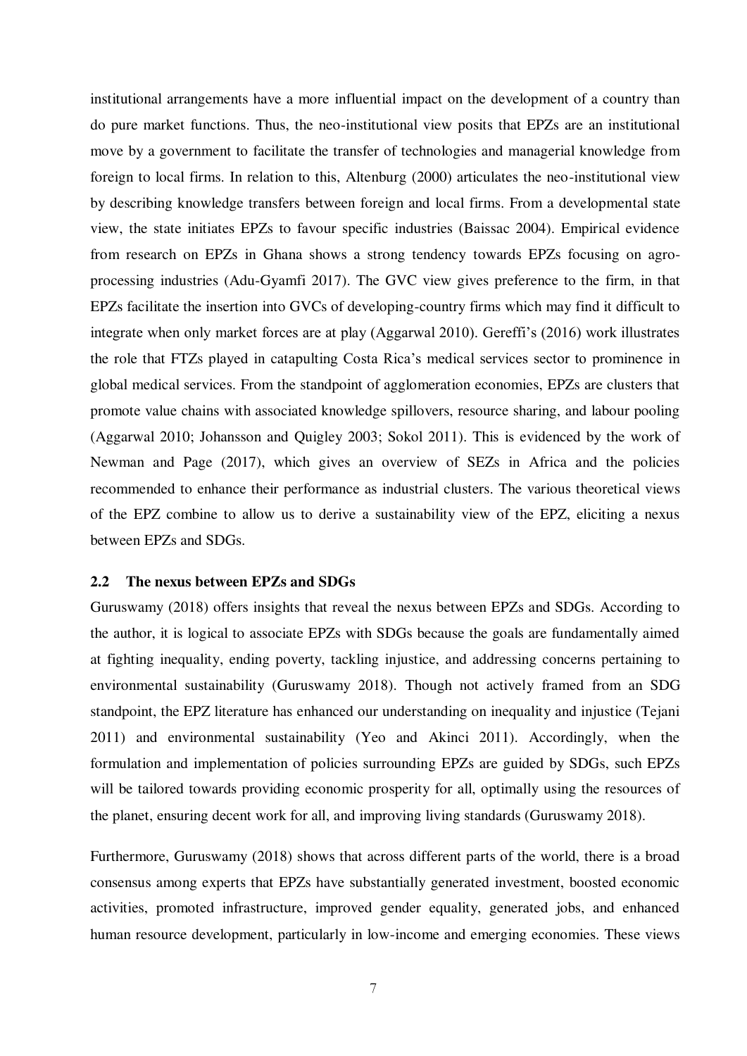institutional arrangements have a more influential impact on the development of a country than do pure market functions. Thus, the neo-institutional view posits that EPZs are an institutional move by a government to facilitate the transfer of technologies and managerial knowledge from foreign to local firms. In relation to this, Altenburg (2000) articulates the neo-institutional view by describing knowledge transfers between foreign and local firms. From a developmental state view, the state initiates EPZs to favour specific industries (Baissac 2004). Empirical evidence from research on EPZs in Ghana shows a strong tendency towards EPZs focusing on agro-processing industries (Adu-Gyamfi 2017). The GVC view gives preference to the firm, in that EPZs facilitate the insertion into GVCs of developing-country firms which may find it difficult to integrate when only market forces are at play (Aggarwal 2010). Gereffi's (2016) work illustrates the role that FTZs played in catapulting Costa Rica's medical services sector to prominence in global medical services. From the standpoint of agglomeration economies, EPZs are clusters that promote value chains with associated knowledge spillovers, resource sharing, and labour pooling (Aggarwal 2010; Johansson and Quigley 2003; Sokol 2011). This is evidenced by the work of Newman and Page (2017), which gives an overview of SEZs in Africa and the policies recommended to enhance their performance as industrial clusters. The various theoretical views of the EPZ combine to allow us to derive a sustainability view of the EPZ, eliciting a nexus between EPZs and SDGs.

## 2.2 The nexus between EPZs and SDGs

Guruswamy (2018) offers insights that reveal the nexus between EPZs and SDGs. According to the author, it is logical to associate EPZs with SDGs because the goals are fundamentally aimed at fighting inequality, ending poverty, tackling injustice, and addressing concerns pertaining to environmental sustainability (Guruswamy 2018). Though not actively framed from an SDG standpoint, the EPZ literature has enhanced our understanding on inequality and injustice (Tejani 2011) and environmental sustainability (Yeo and Akinci 2011). Accordingly, when the formulation and implementation of policies surrounding EPZs are guided by SDGs, such EPZs will be tailored towards providing economic prosperity for all, optimally using the resources of the planet, ensuring decent work for all, and improving living standards (Guruswamy 2018).

Furthermore, Guruswamy (2018) shows that across different parts of the world, there is a broad consensus among experts that EPZs have substantially generated investment, boosted economic activities, promoted infrastructure, improved gender equality, generated jobs, and enhanced human resource development, particularly in low-income and emerging economies. These views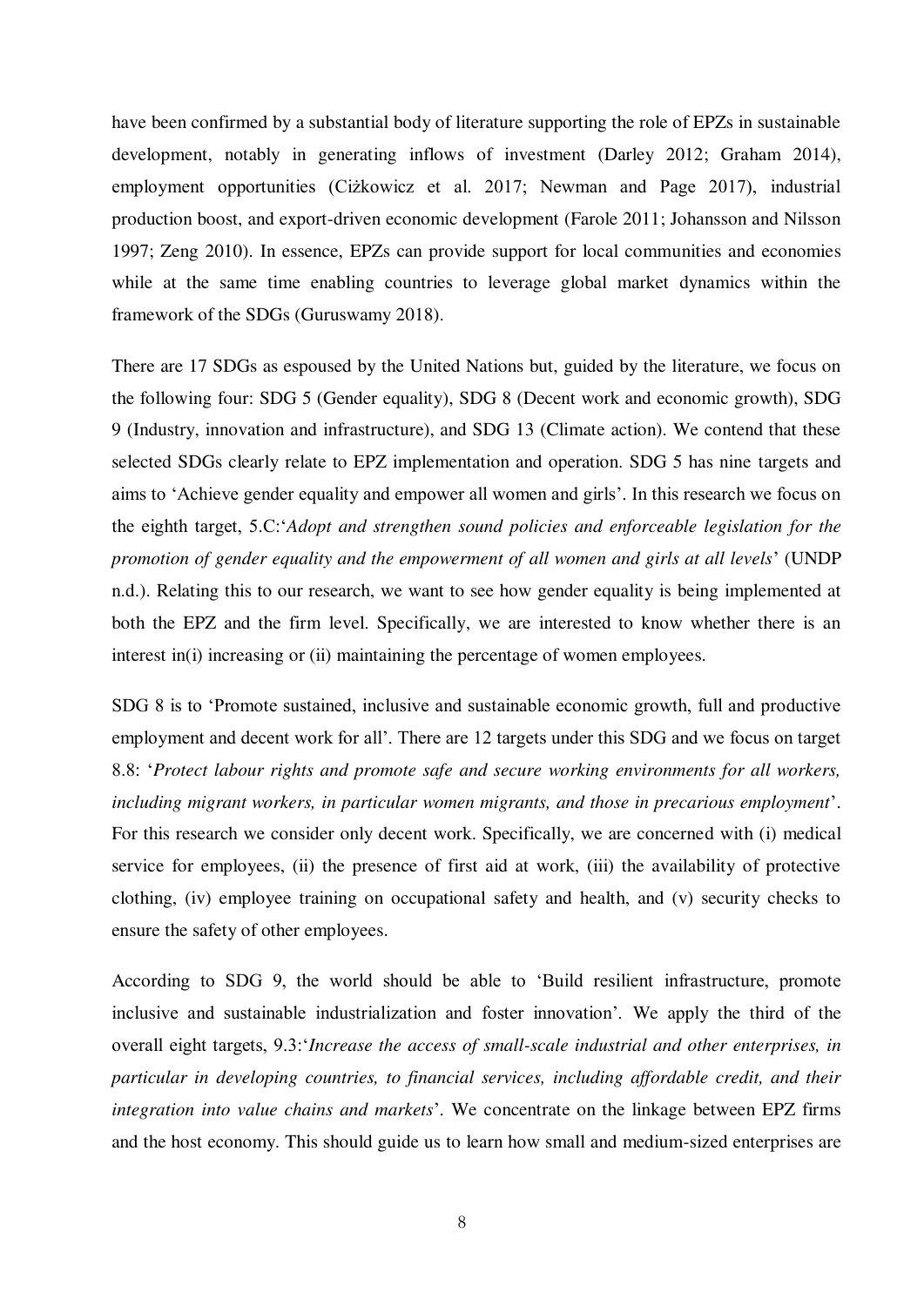have been confirmed by a substantial body of literature supporting the role of EPZs in sustainable development, notably in generating inflows of investment (Darley 2012; Graham 2014), employment opportunities (Ciżkowicz et al. 2017; Newman and Page 2017), industrial production boost, and export-driven economic development (Farole 2011; Johansson and Nilsson 1997; Zeng 2010). In essence, EPZs can provide support for local communities and economies while at the same time enabling countries to leverage global market dynamics within the framework of the SDGs (Guruswamy 2018).

There are 17 SDGs as espoused by the United Nations but, guided by the literature, we focus on the following four: SDG 5 (Gender equality), SDG 8 (Decent work and economic growth), SDG 9 (Industry, innovation and infrastructure), and SDG 13 (Climate action). We contend that these selected SDGs clearly relate to EPZ implementation and operation. SDG 5 has nine targets and aims to 'Achieve gender equality and empower all women and girls'. In this research we focus on the eighth target, 5.C:'*Adopt and strengthen sound policies and enforceable legislation for the promotion of gender equality and the empowerment of all women and girls at all levels*' (UNDP n.d.). Relating this to our research, we want to see how gender equality is being implemented at both the EPZ and the firm level. Specifically, we are interested to know whether there is an interest in(i) increasing or (ii) maintaining the percentage of women employees.

SDG 8 is to 'Promote sustained, inclusive and sustainable economic growth, full and productive employment and decent work for all'. There are 12 targets under this SDG and we focus on target 8.8: '*Protect labour rights and promote safe and secure working environments for all workers, including migrant workers, in particular women migrants, and those in precarious employment*'. For this research we consider only decent work. Specifically, we are concerned with (i) medical service for employees, (ii) the presence of first aid at work, (iii) the availability of protective clothing, (iv) employee training on occupational safety and health, and (v) security checks to ensure the safety of other employees.

According to SDG 9, the world should be able to 'Build resilient infrastructure, promote inclusive and sustainable industrialization and foster innovation'. We apply the third of the overall eight targets, 9.3:'*Increase the access of small-scale industrial and other enterprises, in particular in developing countries, to financial services, including affordable credit, and their integration into value chains and markets*'. We concentrate on the linkage between EPZ firms and the host economy. This should guide us to learn how small and medium-sized enterprises are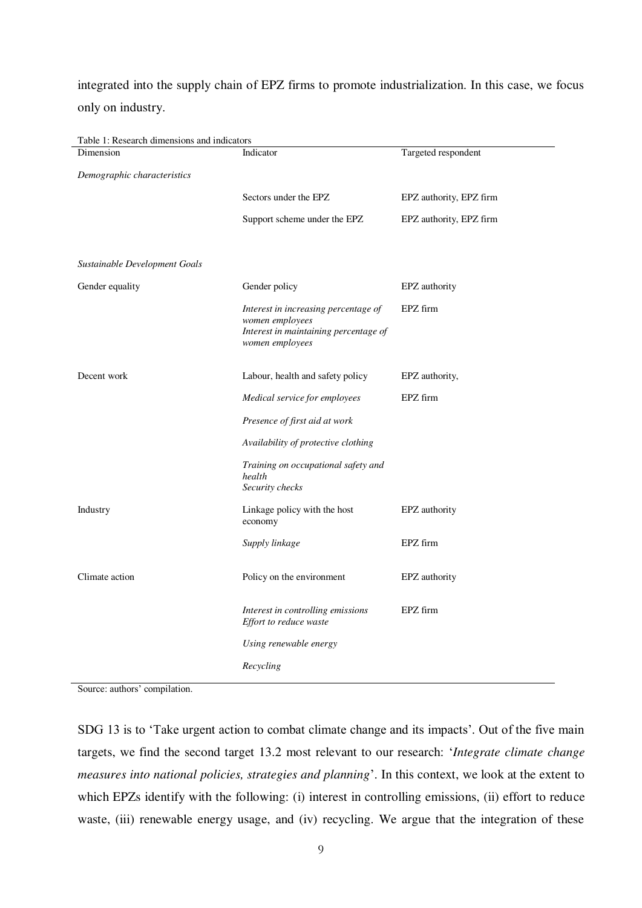integrated into the supply chain of EPZ firms to promote industrialization. In this case, we focus only on industry.

Table 1: Research dimensions and indicators

| Dimension | Indicator | Targeted respondent |
|---|---|---|
| *Demographic characteristics* | | |
| | Sectors under the EPZ | EPZ authority, EPZ firm |
| | Support scheme under the EPZ | EPZ authority, EPZ firm |
| *Sustainable Development Goals* | | |
| Gender equality | Gender policy | EPZ authority |
| | *Interest in increasing percentage of women employees* <br> *Interest in maintaining percentage of women employees* | EPZ firm |
| Decent work | Labour, health and safety policy | EPZ authority, |
| | *Medical service for employees* | EPZ firm |
| | *Presence of first aid at work* | |
| | *Availability of protective clothing* | |
| | *Training on occupational safety and health* <br> *Security checks* | |
| Industry | Linkage policy with the host economy | EPZ authority |
| | *Supply linkage* | EPZ firm |
| Climate action | Policy on the environment | EPZ authority |
| | *Interest in controlling emissions* <br> *Effort to reduce waste* | EPZ firm |
| | *Using renewable energy* | |
| | *Recycling* | |

Source: authors' compilation.

SDG 13 is to 'Take urgent action to combat climate change and its impacts'. Out of the five main targets, we find the second target 13.2 most relevant to our research: '*Integrate climate change measures into national policies, strategies and planning*'. In this context, we look at the extent to which EPZs identify with the following: (i) interest in controlling emissions, (ii) effort to reduce waste, (iii) renewable energy usage, and (iv) recycling. We argue that the integration of these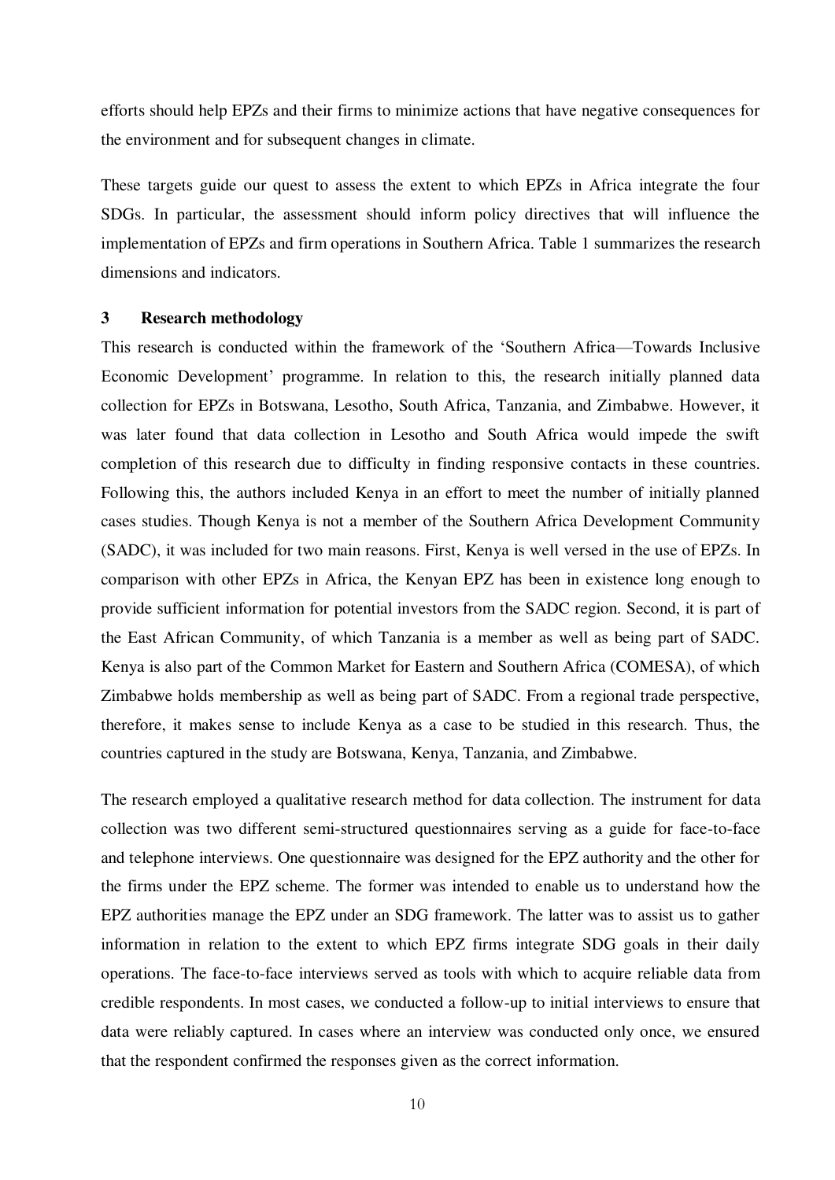efforts should help EPZs and their firms to minimize actions that have negative consequences for the environment and for subsequent changes in climate.

These targets guide our quest to assess the extent to which EPZs in Africa integrate the four SDGs. In particular, the assessment should inform policy directives that will influence the implementation of EPZs and firm operations in Southern Africa. Table 1 summarizes the research dimensions and indicators.

## 3 Research methodology

This research is conducted within the framework of the 'Southern Africa—Towards Inclusive Economic Development' programme. In relation to this, the research initially planned data collection for EPZs in Botswana, Lesotho, South Africa, Tanzania, and Zimbabwe. However, it was later found that data collection in Lesotho and South Africa would impede the swift completion of this research due to difficulty in finding responsive contacts in these countries. Following this, the authors included Kenya in an effort to meet the number of initially planned cases studies. Though Kenya is not a member of the Southern Africa Development Community (SADC), it was included for two main reasons. First, Kenya is well versed in the use of EPZs. In comparison with other EPZs in Africa, the Kenyan EPZ has been in existence long enough to provide sufficient information for potential investors from the SADC region. Second, it is part of the East African Community, of which Tanzania is a member as well as being part of SADC. Kenya is also part of the Common Market for Eastern and Southern Africa (COMESA), of which Zimbabwe holds membership as well as being part of SADC. From a regional trade perspective, therefore, it makes sense to include Kenya as a case to be studied in this research. Thus, the countries captured in the study are Botswana, Kenya, Tanzania, and Zimbabwe.

The research employed a qualitative research method for data collection. The instrument for data collection was two different semi-structured questionnaires serving as a guide for face-to-face and telephone interviews. One questionnaire was designed for the EPZ authority and the other for the firms under the EPZ scheme. The former was intended to enable us to understand how the EPZ authorities manage the EPZ under an SDG framework. The latter was to assist us to gather information in relation to the extent to which EPZ firms integrate SDG goals in their daily operations. The face-to-face interviews served as tools with which to acquire reliable data from credible respondents. In most cases, we conducted a follow-up to initial interviews to ensure that data were reliably captured. In cases where an interview was conducted only once, we ensured that the respondent confirmed the responses given as the correct information.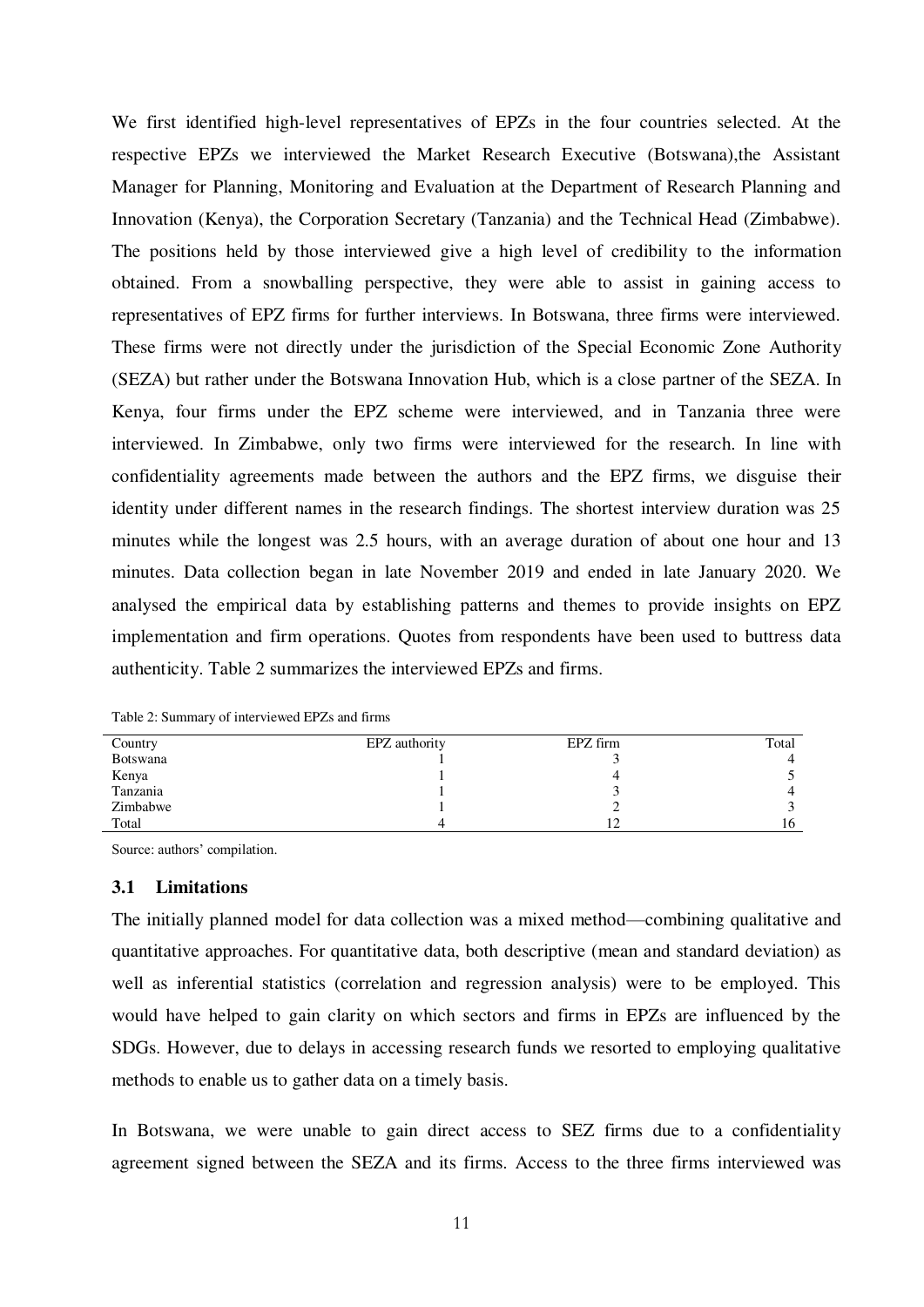We first identified high-level representatives of EPZs in the four countries selected. At the respective EPZs we interviewed the Market Research Executive (Botswana),the Assistant Manager for Planning, Monitoring and Evaluation at the Department of Research Planning and Innovation (Kenya), the Corporation Secretary (Tanzania) and the Technical Head (Zimbabwe). The positions held by those interviewed give a high level of credibility to the information obtained. From a snowballing perspective, they were able to assist in gaining access to representatives of EPZ firms for further interviews. In Botswana, three firms were interviewed. These firms were not directly under the jurisdiction of the Special Economic Zone Authority (SEZA) but rather under the Botswana Innovation Hub, which is a close partner of the SEZA. In Kenya, four firms under the EPZ scheme were interviewed, and in Tanzania three were interviewed. In Zimbabwe, only two firms were interviewed for the research. In line with confidentiality agreements made between the authors and the EPZ firms, we disguise their identity under different names in the research findings. The shortest interview duration was 25 minutes while the longest was 2.5 hours, with an average duration of about one hour and 13 minutes. Data collection began in late November 2019 and ended in late January 2020. We analysed the empirical data by establishing patterns and themes to provide insights on EPZ implementation and firm operations. Quotes from respondents have been used to buttress data authenticity. Table 2 summarizes the interviewed EPZs and firms.

Table 2: Summary of interviewed EPZs and firms

| Country | EPZ authority | EPZ firm | Total |
|---|---|---|---|
| Botswana | 1 | 3 | 4 |
| Kenya | 1 | 4 | 5 |
| Tanzania | 1 | 3 | 4 |
| Zimbabwe | 1 | 2 | 3 |
| Total | 4 | 12 | 16 |

Source: authors' compilation.

### 3.1 Limitations

The initially planned model for data collection was a mixed method—combining qualitative and quantitative approaches. For quantitative data, both descriptive (mean and standard deviation) as well as inferential statistics (correlation and regression analysis) were to be employed. This would have helped to gain clarity on which sectors and firms in EPZs are influenced by the SDGs. However, due to delays in accessing research funds we resorted to employing qualitative methods to enable us to gather data on a timely basis.

In Botswana, we were unable to gain direct access to SEZ firms due to a confidentiality agreement signed between the SEZA and its firms. Access to the three firms interviewed was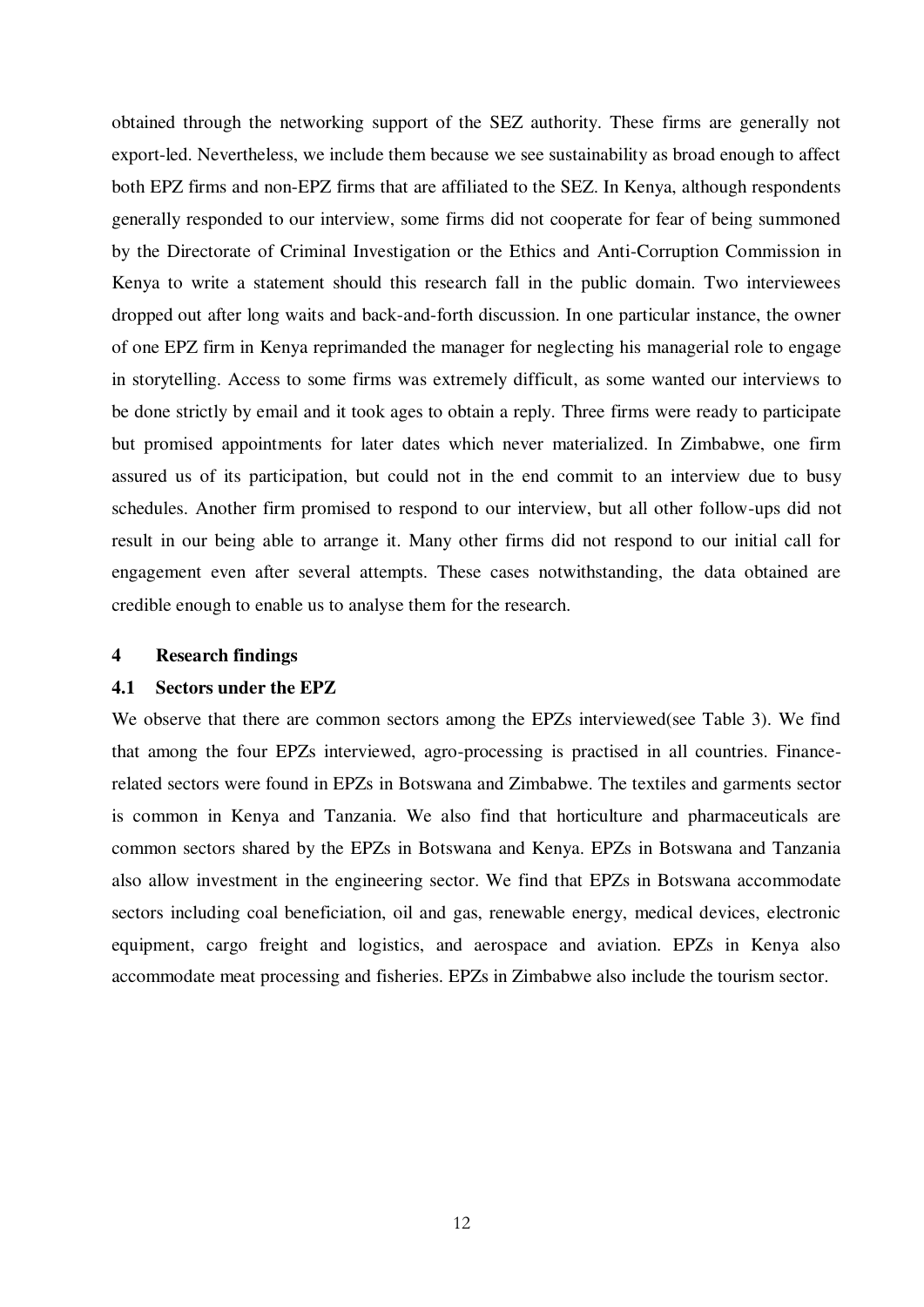obtained through the networking support of the SEZ authority. These firms are generally not export-led. Nevertheless, we include them because we see sustainability as broad enough to affect both EPZ firms and non-EPZ firms that are affiliated to the SEZ. In Kenya, although respondents generally responded to our interview, some firms did not cooperate for fear of being summoned by the Directorate of Criminal Investigation or the Ethics and Anti-Corruption Commission in Kenya to write a statement should this research fall in the public domain. Two interviewees dropped out after long waits and back-and-forth discussion. In one particular instance, the owner of one EPZ firm in Kenya reprimanded the manager for neglecting his managerial role to engage in storytelling. Access to some firms was extremely difficult, as some wanted our interviews to be done strictly by email and it took ages to obtain a reply. Three firms were ready to participate but promised appointments for later dates which never materialized. In Zimbabwe, one firm assured us of its participation, but could not in the end commit to an interview due to busy schedules. Another firm promised to respond to our interview, but all other follow-ups did not result in our being able to arrange it. Many other firms did not respond to our initial call for engagement even after several attempts. These cases notwithstanding, the data obtained are credible enough to enable us to analyse them for the research.

## 4 Research findings

### 4.1 Sectors under the EPZ

We observe that there are common sectors among the EPZs interviewed(see Table 3). We find that among the four EPZs interviewed, agro-processing is practised in all countries. Finance-related sectors were found in EPZs in Botswana and Zimbabwe. The textiles and garments sector is common in Kenya and Tanzania. We also find that horticulture and pharmaceuticals are common sectors shared by the EPZs in Botswana and Kenya. EPZs in Botswana and Tanzania also allow investment in the engineering sector. We find that EPZs in Botswana accommodate sectors including coal beneficiation, oil and gas, renewable energy, medical devices, electronic equipment, cargo freight and logistics, and aerospace and aviation. EPZs in Kenya also accommodate meat processing and fisheries. EPZs in Zimbabwe also include the tourism sector.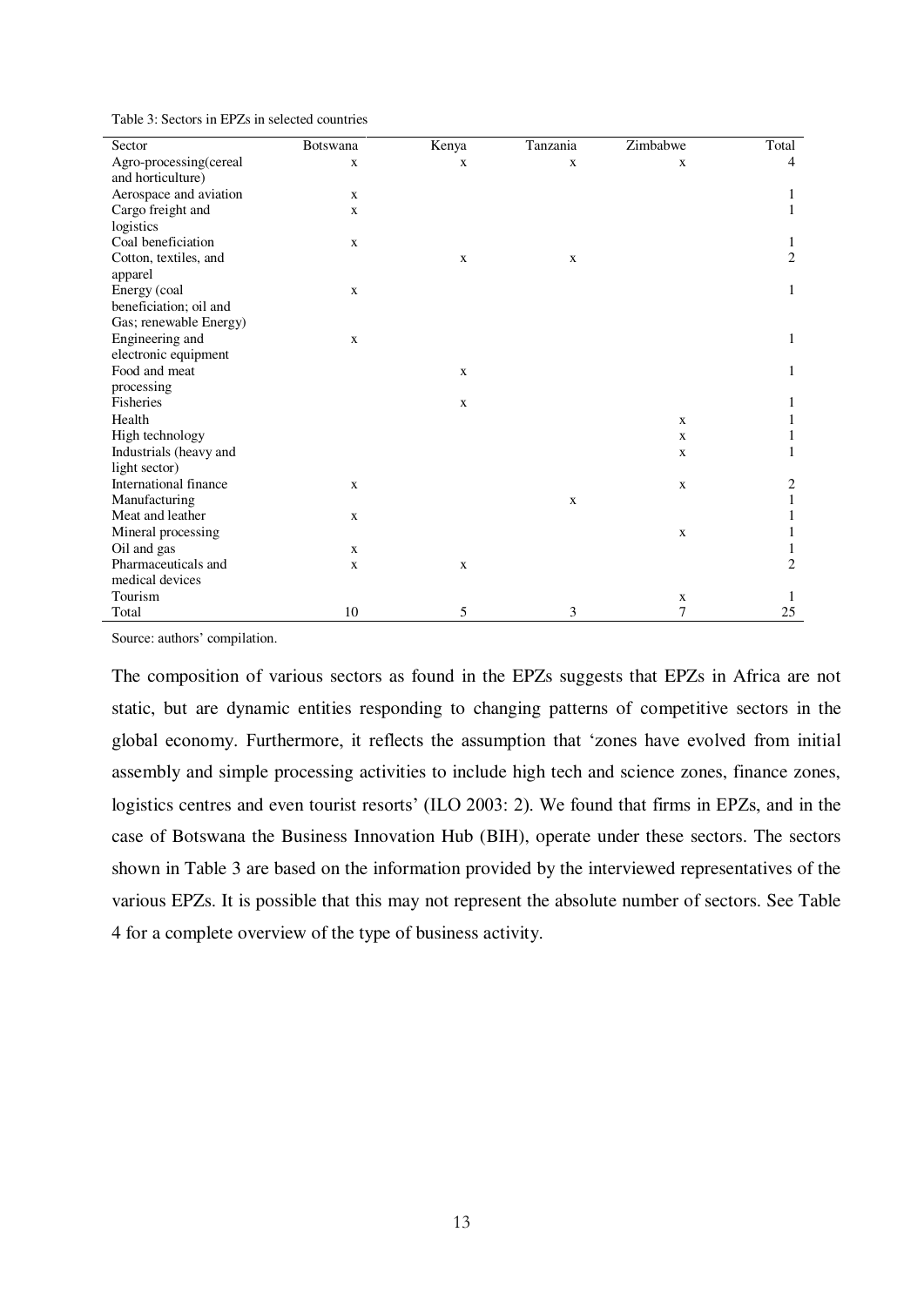Table 3: Sectors in EPZs in selected countries

| Sector | Botswana | Kenya | Tanzania | Zimbabwe | Total |
|---|---|---|---|---|---|
| Agro-processing(cereal and horticulture) | x | x | x | x | 4 |
| Aerospace and aviation | x | | | | 1 |
| Cargo freight and logistics | x | | | | 1 |
| Coal beneficiation | x | | | | 1 |
| Cotton, textiles, and apparel | | x | x | | 2 |
| Energy (coal beneficiation; oil and Gas; renewable Energy) | x | | | | 1 |
| Engineering and electronic equipment | x | | | | 1 |
| Food and meat processing | | x | | | 1 |
| Fisheries | | x | | | 1 |
| Health | | | | x | 1 |
| High technology | | | | x | 1 |
| Industrials (heavy and light sector) | | | | x | 1 |
| International finance | x | | | x | 2 |
| Manufacturing | | | x | | 1 |
| Meat and leather | x | | | | 1 |
| Mineral processing | | | | x | 1 |
| Oil and gas | x | | | | 1 |
| Pharmaceuticals and medical devices | x | x | | | 2 |
| Tourism | | | | x | 1 |
| Total | 10 | 5 | 3 | 7 | 25 |

Source: authors' compilation.

The composition of various sectors as found in the EPZs suggests that EPZs in Africa are not static, but are dynamic entities responding to changing patterns of competitive sectors in the global economy. Furthermore, it reflects the assumption that 'zones have evolved from initial assembly and simple processing activities to include high tech and science zones, finance zones, logistics centres and even tourist resorts' (ILO 2003: 2). We found that firms in EPZs, and in the case of Botswana the Business Innovation Hub (BIH), operate under these sectors. The sectors shown in Table 3 are based on the information provided by the interviewed representatives of the various EPZs. It is possible that this may not represent the absolute number of sectors. See Table 4 for a complete overview of the type of business activity.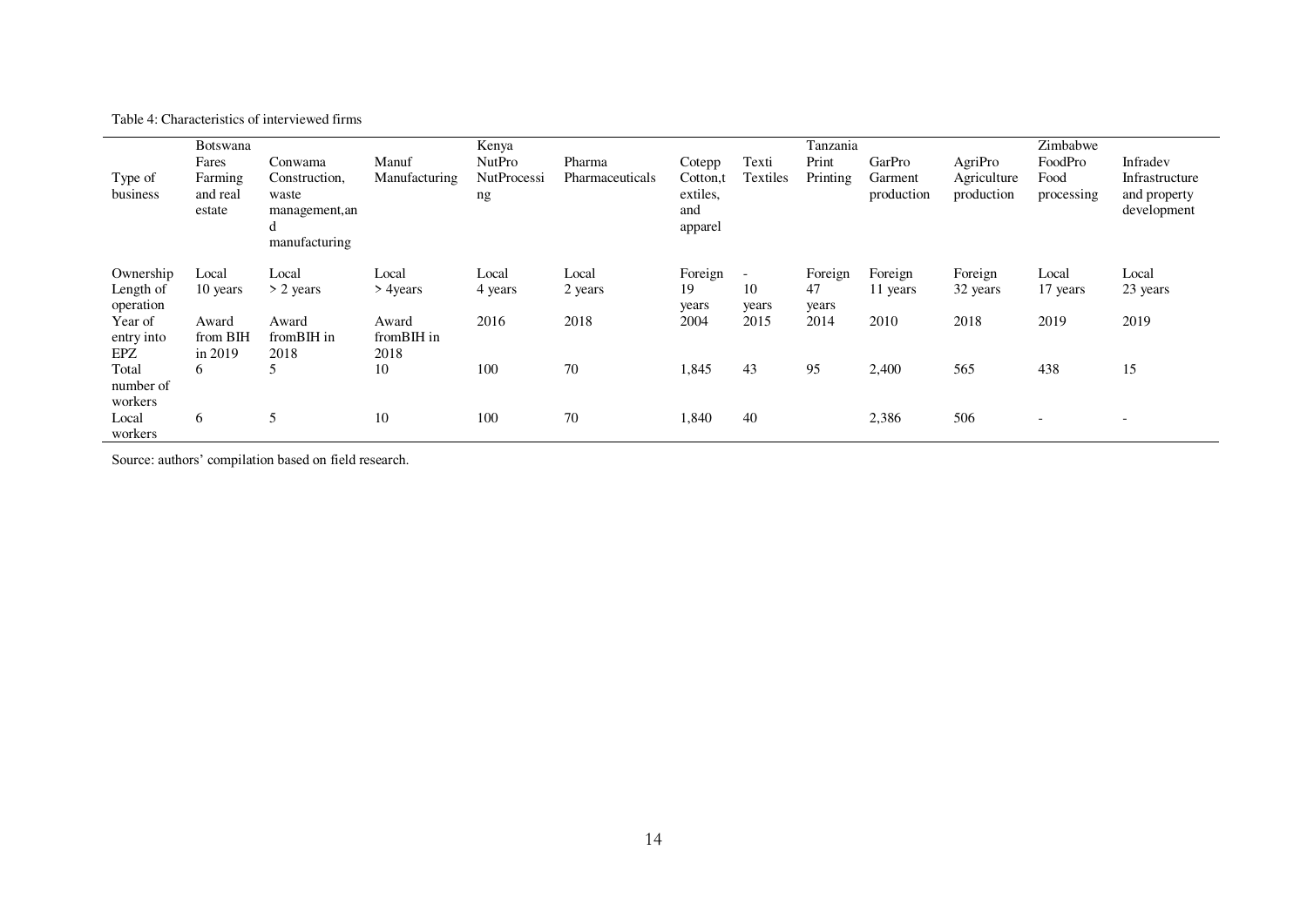Table 4: Characteristics of interviewed firms

| | Botswana | | | Kenya | | | | Tanzania | | | Zimbabwe | |
|---|---|---|---|---|---|---|---|---|---|---|---|---|
| Type of business | Fares Farming and real estate | Conwama Construction, waste management,and manufacturing | Manuf Manufacturing | NutPro NutProcessing | Pharma Pharmaceuticals | Cotepp Cotton,textiles, and apparel | Texti Textiles | Print Printing | GarPro Garment production | AgriPro Agriculture production | FoodPro Food processing | Infradev Infrastructure and property development |
| Ownership | Local | Local | Local | Local | Local | Foreign | - | Foreign | Foreign | Foreign | Local | Local |
| Length of operation | 10 years | > 2 years | > 4years | 4 years | 2 years | 19 years | 10 years | 47 years | 11 years | 32 years | 17 years | 23 years |
| Year of entry into EPZ | Award from BIH in 2019 | Award fromBIH in 2018 | Award fromBIH in 2018 | 2016 | 2018 | 2004 | 2015 | 2014 | 2010 | 2018 | 2019 | 2019 |
| Total number of workers | 6 | 5 | 10 | 100 | 70 | 1,845 | 43 | 95 | 2,400 | 565 | 438 | 15 |
| Local workers | 6 | 5 | 10 | 100 | 70 | 1,840 | 40 | | 2,386 | 506 | - | - |

Source: authors' compilation based on field research.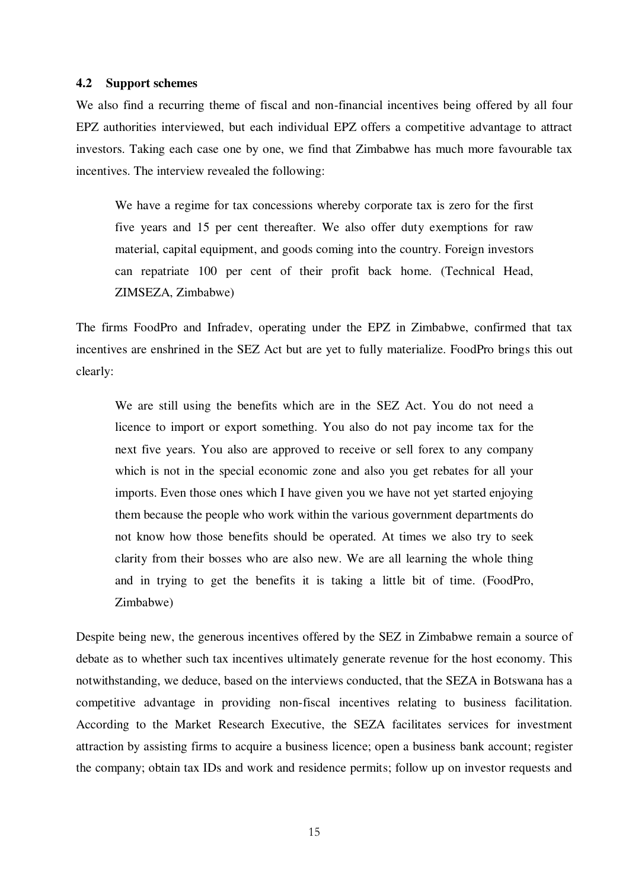### 4.2 Support schemes

We also find a recurring theme of fiscal and non-financial incentives being offered by all four EPZ authorities interviewed, but each individual EPZ offers a competitive advantage to attract investors. Taking each case one by one, we find that Zimbabwe has much more favourable tax incentives. The interview revealed the following:

> We have a regime for tax concessions whereby corporate tax is zero for the first five years and 15 per cent thereafter. We also offer duty exemptions for raw material, capital equipment, and goods coming into the country. Foreign investors can repatriate 100 per cent of their profit back home. (Technical Head, ZIMSEZA, Zimbabwe)

The firms FoodPro and Infradev, operating under the EPZ in Zimbabwe, confirmed that tax incentives are enshrined in the SEZ Act but are yet to fully materialize. FoodPro brings this out clearly:

> We are still using the benefits which are in the SEZ Act. You do not need a licence to import or export something. You also do not pay income tax for the next five years. You also are approved to receive or sell forex to any company which is not in the special economic zone and also you get rebates for all your imports. Even those ones which I have given you we have not yet started enjoying them because the people who work within the various government departments do not know how those benefits should be operated. At times we also try to seek clarity from their bosses who are also new. We are all learning the whole thing and in trying to get the benefits it is taking a little bit of time. (FoodPro, Zimbabwe)

Despite being new, the generous incentives offered by the SEZ in Zimbabwe remain a source of debate as to whether such tax incentives ultimately generate revenue for the host economy. This notwithstanding, we deduce, based on the interviews conducted, that the SEZA in Botswana has a competitive advantage in providing non-fiscal incentives relating to business facilitation. According to the Market Research Executive, the SEZA facilitates services for investment attraction by assisting firms to acquire a business licence; open a business bank account; register the company; obtain tax IDs and work and residence permits; follow up on investor requests and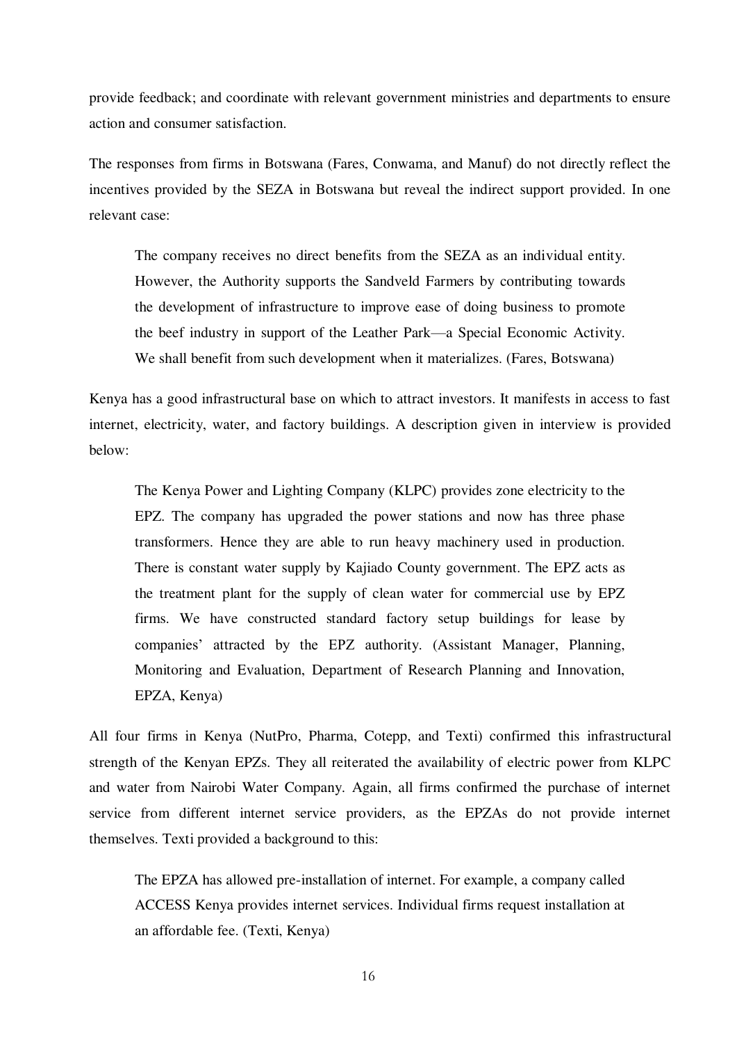provide feedback; and coordinate with relevant government ministries and departments to ensure action and consumer satisfaction.

The responses from firms in Botswana (Fares, Conwama, and Manuf) do not directly reflect the incentives provided by the SEZA in Botswana but reveal the indirect support provided. In one relevant case:

> The company receives no direct benefits from the SEZA as an individual entity. However, the Authority supports the Sandveld Farmers by contributing towards the development of infrastructure to improve ease of doing business to promote the beef industry in support of the Leather Park—a Special Economic Activity. We shall benefit from such development when it materializes. (Fares, Botswana)

Kenya has a good infrastructural base on which to attract investors. It manifests in access to fast internet, electricity, water, and factory buildings. A description given in interview is provided below:

> The Kenya Power and Lighting Company (KLPC) provides zone electricity to the EPZ. The company has upgraded the power stations and now has three phase transformers. Hence they are able to run heavy machinery used in production. There is constant water supply by Kajiado County government. The EPZ acts as the treatment plant for the supply of clean water for commercial use by EPZ firms. We have constructed standard factory setup buildings for lease by companies' attracted by the EPZ authority. (Assistant Manager, Planning, Monitoring and Evaluation, Department of Research Planning and Innovation, EPZA, Kenya)

All four firms in Kenya (NutPro, Pharma, Cotepp, and Texti) confirmed this infrastructural strength of the Kenyan EPZs. They all reiterated the availability of electric power from KLPC and water from Nairobi Water Company. Again, all firms confirmed the purchase of internet service from different internet service providers, as the EPZAs do not provide internet themselves. Texti provided a background to this:

> The EPZA has allowed pre-installation of internet. For example, a company called ACCESS Kenya provides internet services. Individual firms request installation at an affordable fee. (Texti, Kenya)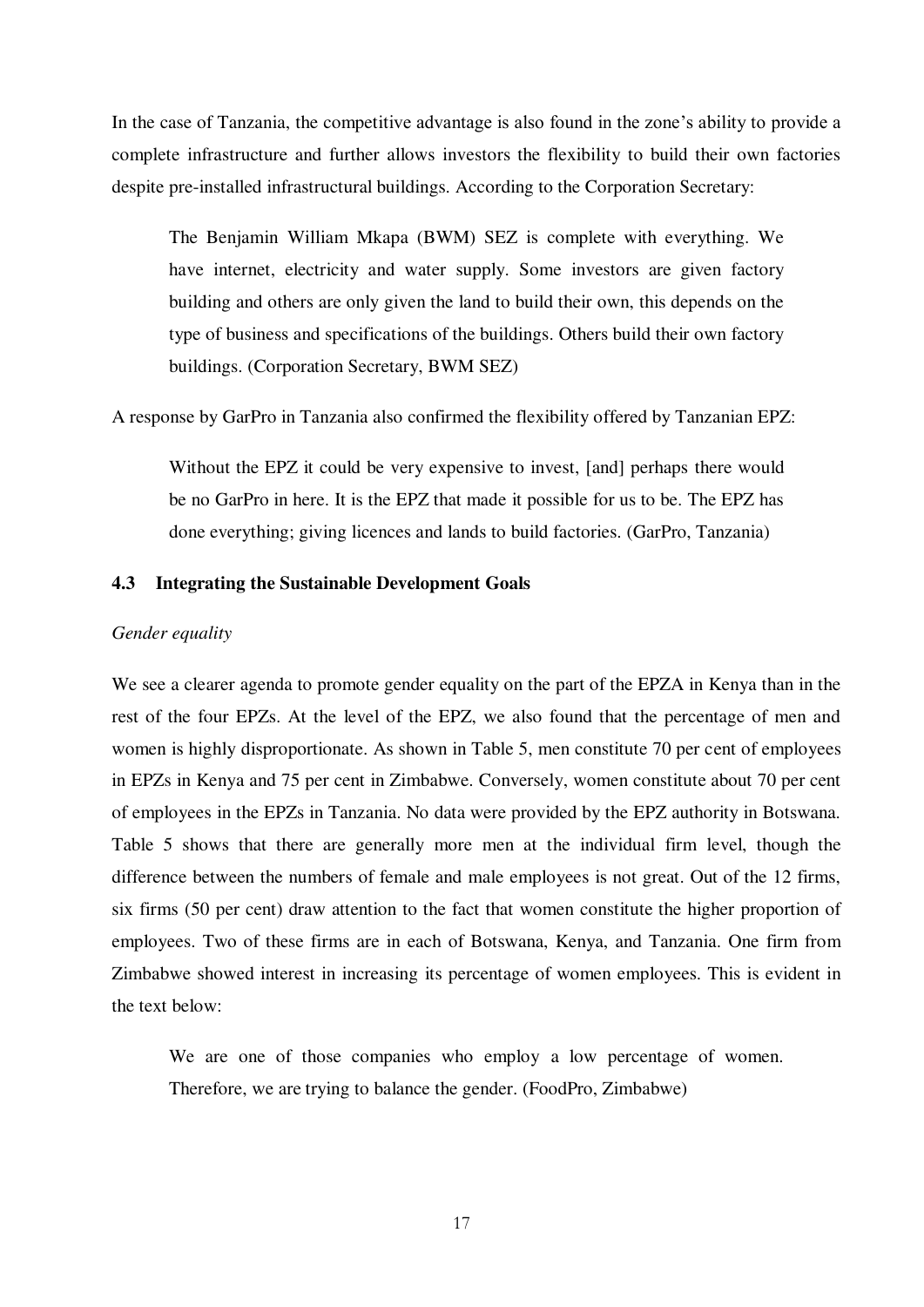In the case of Tanzania, the competitive advantage is also found in the zone's ability to provide a complete infrastructure and further allows investors the flexibility to build their own factories despite pre-installed infrastructural buildings. According to the Corporation Secretary:

> The Benjamin William Mkapa (BWM) SEZ is complete with everything. We have internet, electricity and water supply. Some investors are given factory building and others are only given the land to build their own, this depends on the type of business and specifications of the buildings. Others build their own factory buildings. (Corporation Secretary, BWM SEZ)

A response by GarPro in Tanzania also confirmed the flexibility offered by Tanzanian EPZ:

> Without the EPZ it could be very expensive to invest, [and] perhaps there would be no GarPro in here. It is the EPZ that made it possible for us to be. The EPZ has done everything; giving licences and lands to build factories. (GarPro, Tanzania)

### 4.3 Integrating the Sustainable Development Goals

*Gender equality*

We see a clearer agenda to promote gender equality on the part of the EPZA in Kenya than in the rest of the four EPZs. At the level of the EPZ, we also found that the percentage of men and women is highly disproportionate. As shown in Table 5, men constitute 70 per cent of employees in EPZs in Kenya and 75 per cent in Zimbabwe. Conversely, women constitute about 70 per cent of employees in the EPZs in Tanzania. No data were provided by the EPZ authority in Botswana. Table 5 shows that there are generally more men at the individual firm level, though the difference between the numbers of female and male employees is not great. Out of the 12 firms, six firms (50 per cent) draw attention to the fact that women constitute the higher proportion of employees. Two of these firms are in each of Botswana, Kenya, and Tanzania. One firm from Zimbabwe showed interest in increasing its percentage of women employees. This is evident in the text below:

> We are one of those companies who employ a low percentage of women. Therefore, we are trying to balance the gender. (FoodPro, Zimbabwe)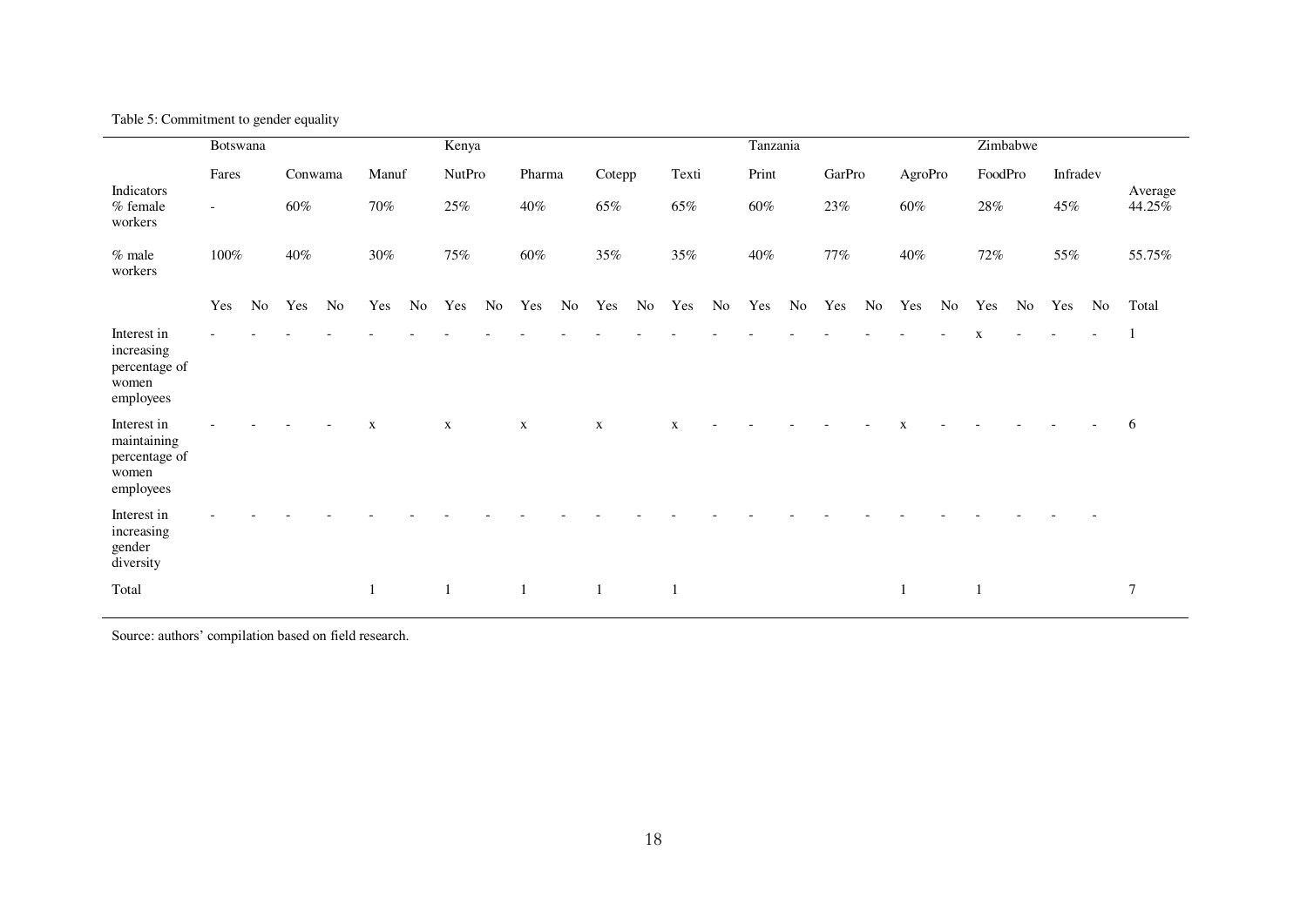Table 5: Commitment to gender equality

| | Botswana | | | | | | Kenya | | | | | | | | Tanzania | | | | | | Zimbabwe | | | | |
|---|---|---|---|---|---|---|---|---|---|---|---|---|---|---|---|---|---|---|---|---|---|---|---|---|---|
| | Fares | | Conwama | | Manuf | | NutPro | | Pharma | | Cotepp | | Texti | | Print | | GarPro | | AgroPro | | FoodPro | | Infradev | | |
| Indicators<br>% female workers | - | | 60% | | 70% | | 25% | | 40% | | 65% | | 65% | | 60% | | 23% | | 60% | | 28% | | 45% | | Average<br>44.25% |
| % male workers | 100% | | 40% | | 30% | | 75% | | 60% | | 35% | | 35% | | 40% | | 77% | | 40% | | 72% | | 55% | | 55.75% |
| | Yes | No | Yes | No | Yes | No | Yes | No | Yes | No | Yes | No | Yes | No | Yes | No | Yes | No | Yes | No | Yes | No | Yes | No | Total |
| Interest in increasing percentage of women employees | - | - | - | - | - | - | - | - | - | - | - | - | - | - | - | - | - | - | - | - | x | - | - | - | 1 |
| Interest in maintaining percentage of women employees | - | - | - | - | x | | x | | x | | x | | x | - | - | - | - | - | x | - | - | - | - | - | 6 |
| Interest in increasing gender diversity | - | - | - | - | - | - | - | - | - | - | - | - | - | - | - | - | - | - | - | - | - | - | - | - | |
| Total | | | | | 1 | | 1 | | 1 | | 1 | | 1 | | | | | | 1 | | 1 | | | | 7 |

Source: authors' compilation based on field research.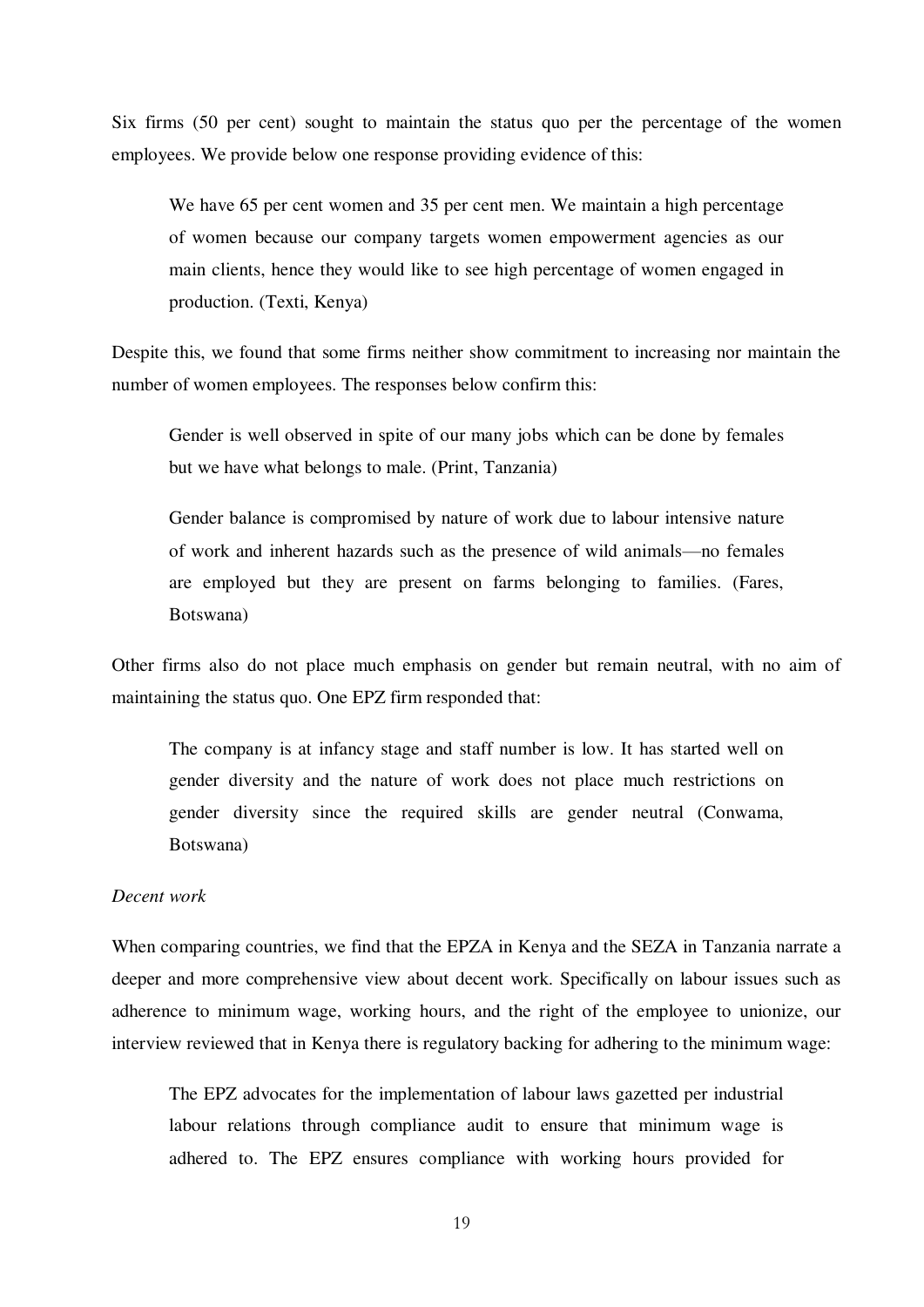Six firms (50 per cent) sought to maintain the status quo per the percentage of the women employees. We provide below one response providing evidence of this:

> We have 65 per cent women and 35 per cent men. We maintain a high percentage of women because our company targets women empowerment agencies as our main clients, hence they would like to see high percentage of women engaged in production. (Texti, Kenya)

Despite this, we found that some firms neither show commitment to increasing nor maintain the number of women employees. The responses below confirm this:

> Gender is well observed in spite of our many jobs which can be done by females but we have what belongs to male. (Print, Tanzania)

> Gender balance is compromised by nature of work due to labour intensive nature of work and inherent hazards such as the presence of wild animals—no females are employed but they are present on farms belonging to families. (Fares, Botswana)

Other firms also do not place much emphasis on gender but remain neutral, with no aim of maintaining the status quo. One EPZ firm responded that:

> The company is at infancy stage and staff number is low. It has started well on gender diversity and the nature of work does not place much restrictions on gender diversity since the required skills are gender neutral (Conwama, Botswana)

*Decent work*

When comparing countries, we find that the EPZA in Kenya and the SEZA in Tanzania narrate a deeper and more comprehensive view about decent work. Specifically on labour issues such as adherence to minimum wage, working hours, and the right of the employee to unionize, our interview reviewed that in Kenya there is regulatory backing for adhering to the minimum wage:

> The EPZ advocates for the implementation of labour laws gazetted per industrial labour relations through compliance audit to ensure that minimum wage is adhered to. The EPZ ensures compliance with working hours provided for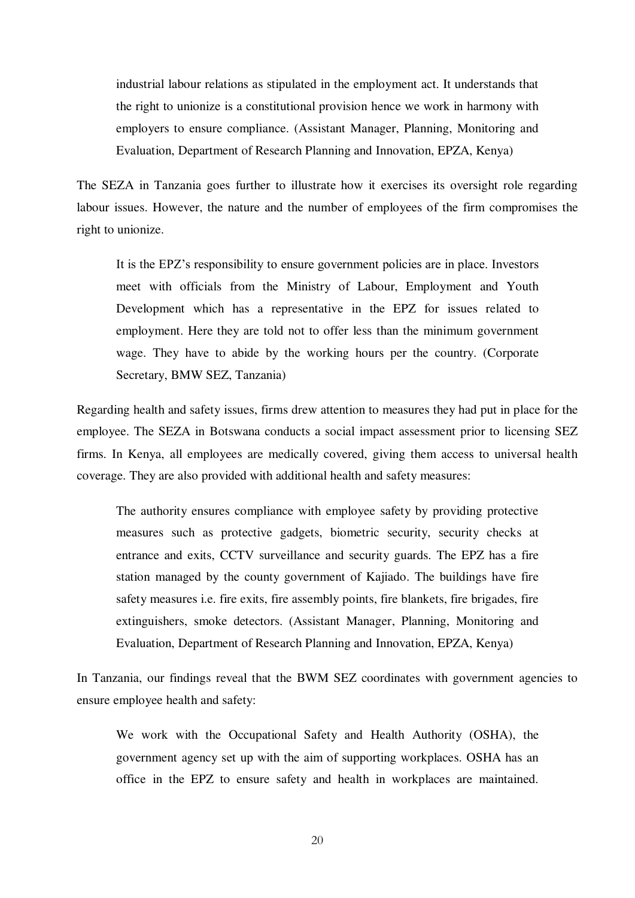> industrial labour relations as stipulated in the employment act. It understands that the right to unionize is a constitutional provision hence we work in harmony with employers to ensure compliance. (Assistant Manager, Planning, Monitoring and Evaluation, Department of Research Planning and Innovation, EPZA, Kenya)

The SEZA in Tanzania goes further to illustrate how it exercises its oversight role regarding labour issues. However, the nature and the number of employees of the firm compromises the right to unionize.

> It is the EPZ's responsibility to ensure government policies are in place. Investors meet with officials from the Ministry of Labour, Employment and Youth Development which has a representative in the EPZ for issues related to employment. Here they are told not to offer less than the minimum government wage. They have to abide by the working hours per the country. (Corporate Secretary, BMW SEZ, Tanzania)

Regarding health and safety issues, firms drew attention to measures they had put in place for the employee. The SEZA in Botswana conducts a social impact assessment prior to licensing SEZ firms. In Kenya, all employees are medically covered, giving them access to universal health coverage. They are also provided with additional health and safety measures:

> The authority ensures compliance with employee safety by providing protective measures such as protective gadgets, biometric security, security checks at entrance and exits, CCTV surveillance and security guards. The EPZ has a fire station managed by the county government of Kajiado. The buildings have fire safety measures i.e. fire exits, fire assembly points, fire blankets, fire brigades, fire extinguishers, smoke detectors. (Assistant Manager, Planning, Monitoring and Evaluation, Department of Research Planning and Innovation, EPZA, Kenya)

In Tanzania, our findings reveal that the BWM SEZ coordinates with government agencies to ensure employee health and safety:

> We work with the Occupational Safety and Health Authority (OSHA), the government agency set up with the aim of supporting workplaces. OSHA has an office in the EPZ to ensure safety and health in workplaces are maintained.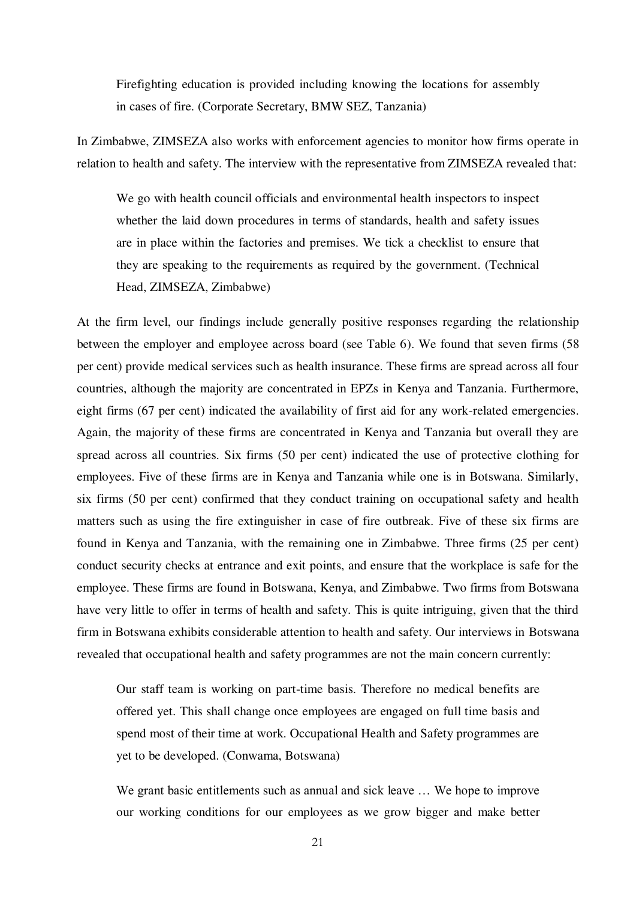> Firefighting education is provided including knowing the locations for assembly in cases of fire. (Corporate Secretary, BMW SEZ, Tanzania)

In Zimbabwe, ZIMSEZA also works with enforcement agencies to monitor how firms operate in relation to health and safety. The interview with the representative from ZIMSEZA revealed that:

> We go with health council officials and environmental health inspectors to inspect whether the laid down procedures in terms of standards, health and safety issues are in place within the factories and premises. We tick a checklist to ensure that they are speaking to the requirements as required by the government. (Technical Head, ZIMSEZA, Zimbabwe)

At the firm level, our findings include generally positive responses regarding the relationship between the employer and employee across board (see Table 6). We found that seven firms (58 per cent) provide medical services such as health insurance. These firms are spread across all four countries, although the majority are concentrated in EPZs in Kenya and Tanzania. Furthermore, eight firms (67 per cent) indicated the availability of first aid for any work-related emergencies. Again, the majority of these firms are concentrated in Kenya and Tanzania but overall they are spread across all countries. Six firms (50 per cent) indicated the use of protective clothing for employees. Five of these firms are in Kenya and Tanzania while one is in Botswana. Similarly, six firms (50 per cent) confirmed that they conduct training on occupational safety and health matters such as using the fire extinguisher in case of fire outbreak. Five of these six firms are found in Kenya and Tanzania, with the remaining one in Zimbabwe. Three firms (25 per cent) conduct security checks at entrance and exit points, and ensure that the workplace is safe for the employee. These firms are found in Botswana, Kenya, and Zimbabwe. Two firms from Botswana have very little to offer in terms of health and safety. This is quite intriguing, given that the third firm in Botswana exhibits considerable attention to health and safety. Our interviews in Botswana revealed that occupational health and safety programmes are not the main concern currently:

> Our staff team is working on part-time basis. Therefore no medical benefits are offered yet. This shall change once employees are engaged on full time basis and spend most of their time at work. Occupational Health and Safety programmes are yet to be developed. (Conwama, Botswana)

> We grant basic entitlements such as annual and sick leave … We hope to improve our working conditions for our employees as we grow bigger and make better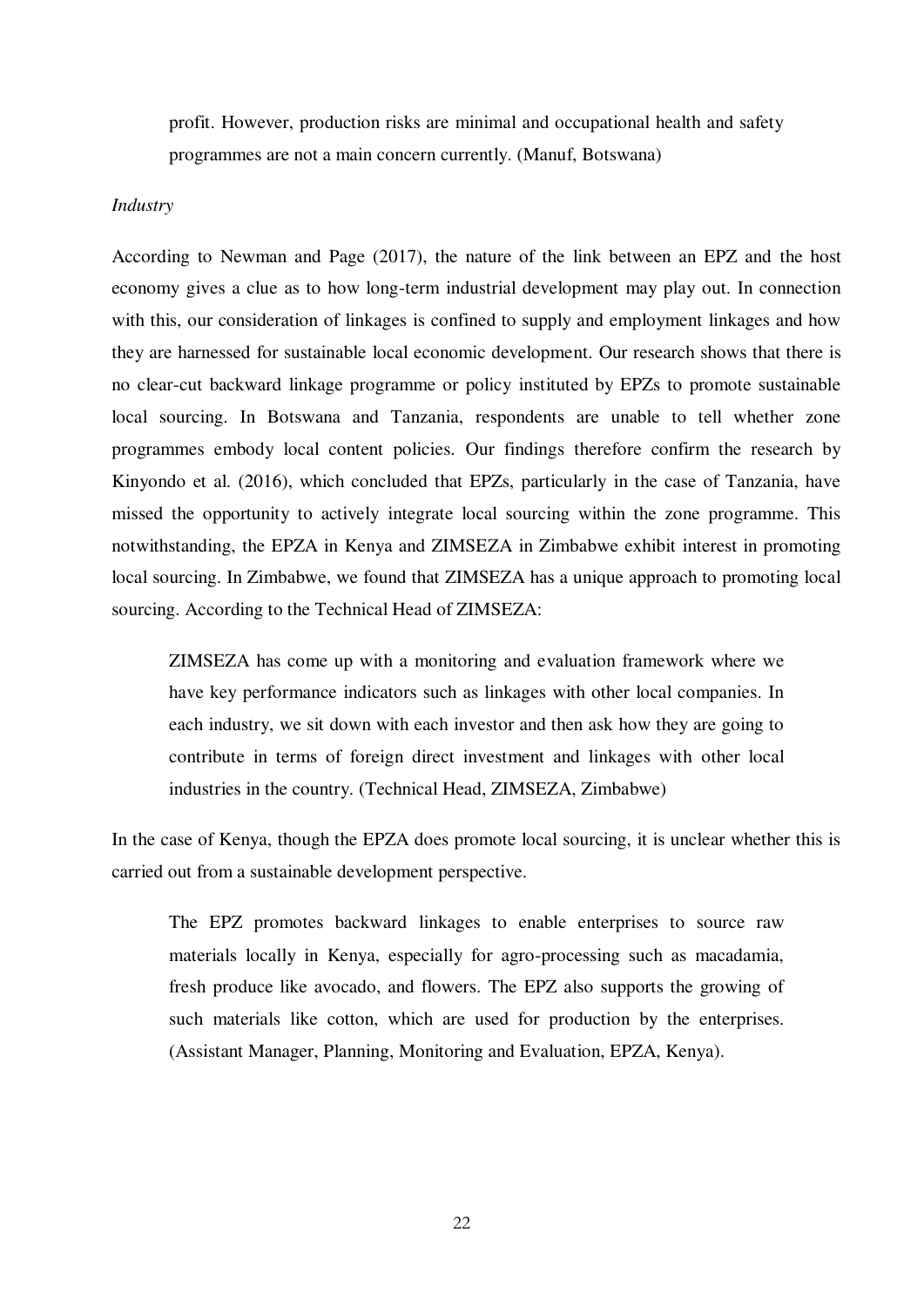> profit. However, production risks are minimal and occupational health and safety programmes are not a main concern currently. (Manuf, Botswana)

*Industry*

According to Newman and Page (2017), the nature of the link between an EPZ and the host economy gives a clue as to how long-term industrial development may play out. In connection with this, our consideration of linkages is confined to supply and employment linkages and how they are harnessed for sustainable local economic development. Our research shows that there is no clear-cut backward linkage programme or policy instituted by EPZs to promote sustainable local sourcing. In Botswana and Tanzania, respondents are unable to tell whether zone programmes embody local content policies. Our findings therefore confirm the research by Kinyondo et al. (2016), which concluded that EPZs, particularly in the case of Tanzania, have missed the opportunity to actively integrate local sourcing within the zone programme. This notwithstanding, the EPZA in Kenya and ZIMSEZA in Zimbabwe exhibit interest in promoting local sourcing. In Zimbabwe, we found that ZIMSEZA has a unique approach to promoting local sourcing. According to the Technical Head of ZIMSEZA:

> ZIMSEZA has come up with a monitoring and evaluation framework where we have key performance indicators such as linkages with other local companies. In each industry, we sit down with each investor and then ask how they are going to contribute in terms of foreign direct investment and linkages with other local industries in the country. (Technical Head, ZIMSEZA, Zimbabwe)

In the case of Kenya, though the EPZA does promote local sourcing, it is unclear whether this is carried out from a sustainable development perspective.

> The EPZ promotes backward linkages to enable enterprises to source raw materials locally in Kenya, especially for agro-processing such as macadamia, fresh produce like avocado, and flowers. The EPZ also supports the growing of such materials like cotton, which are used for production by the enterprises. (Assistant Manager, Planning, Monitoring and Evaluation, EPZA, Kenya).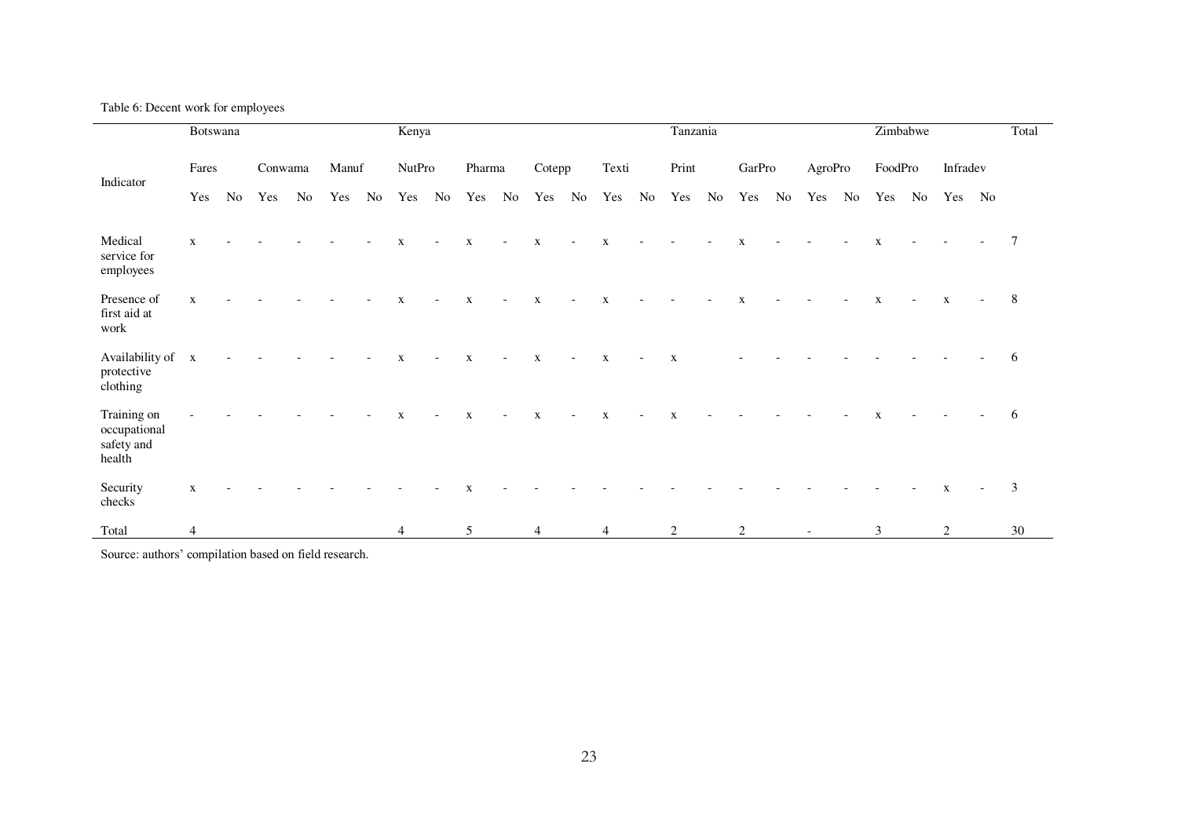Table 6: Decent work for employees

| Indicator | Botswana | | | | | | Kenya | | | | | | | | Tanzania | | | | | | Zimbabwe | | | | Total |
|---|---|---|---|---|---|---|---|---|---|---|---|---|---|---|---|---|---|---|---|---|---|---|---|---|---|
| | Fares | | Conwama | | Manuf | | NutPro | | Pharma | | Cotepp | | Texti | | Print | | GarPro | | AgroPro | | FoodPro | | Infradev | | |
| | Yes | No | Yes | No | Yes | No | Yes | No | Yes | No | Yes | No | Yes | No | Yes | No | Yes | No | Yes | No | Yes | No | Yes | No | |
| Medical service for employees | x | - | - | - | - | - | x | - | x | - | x | - | x | - | - | - | x | - | - | - | x | - | - | - | 7 |
| Presence of first aid at work | x | - | - | - | - | - | x | - | x | - | x | - | x | - | - | - | x | - | - | - | x | - | x | - | 8 |
| Availability of protective clothing | x | - | - | - | - | - | x | - | x | - | x | - | x | - | x | | - | - | - | - | - | - | - | - | 6 |
| Training on occupational safety and health | - | - | - | - | - | - | x | - | x | - | x | - | x | - | x | - | - | - | - | - | x | - | - | - | 6 |
| Security checks | x | - | - | - | - | - | - | - | x | - | - | - | - | - | - | - | - | - | - | - | - | - | x | - | 3 |
| Total | 4 | | | | | | 4 | | 5 | | 4 | | 4 | | 2 | | 2 | | - | | 3 | | 2 | | 30 |

Source: authors' compilation based on field research.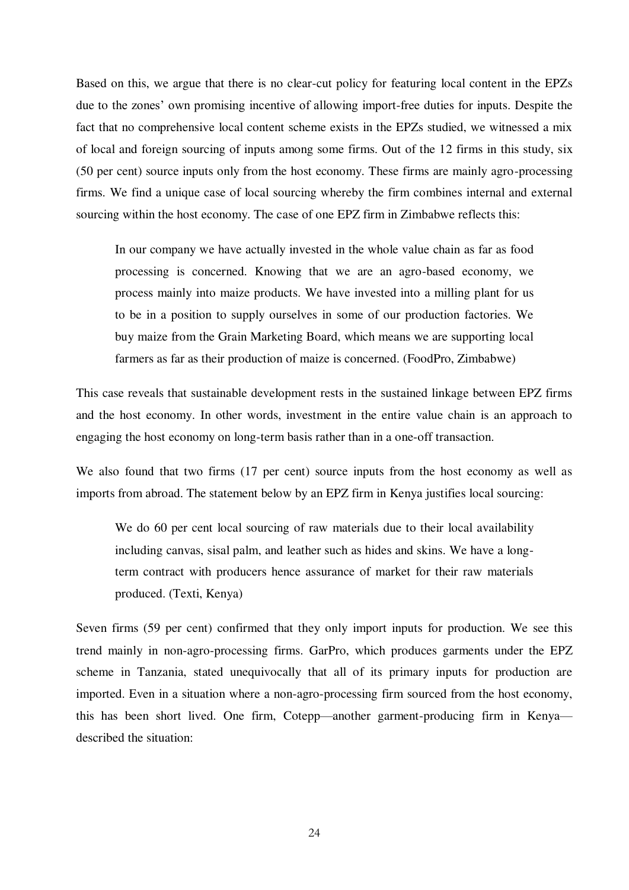Based on this, we argue that there is no clear-cut policy for featuring local content in the EPZs due to the zones' own promising incentive of allowing import-free duties for inputs. Despite the fact that no comprehensive local content scheme exists in the EPZs studied, we witnessed a mix of local and foreign sourcing of inputs among some firms. Out of the 12 firms in this study, six (50 per cent) source inputs only from the host economy. These firms are mainly agro-processing firms. We find a unique case of local sourcing whereby the firm combines internal and external sourcing within the host economy. The case of one EPZ firm in Zimbabwe reflects this:

> In our company we have actually invested in the whole value chain as far as food processing is concerned. Knowing that we are an agro-based economy, we process mainly into maize products. We have invested into a milling plant for us to be in a position to supply ourselves in some of our production factories. We buy maize from the Grain Marketing Board, which means we are supporting local farmers as far as their production of maize is concerned. (FoodPro, Zimbabwe)

This case reveals that sustainable development rests in the sustained linkage between EPZ firms and the host economy. In other words, investment in the entire value chain is an approach to engaging the host economy on long-term basis rather than in a one-off transaction.

We also found that two firms (17 per cent) source inputs from the host economy as well as imports from abroad. The statement below by an EPZ firm in Kenya justifies local sourcing:

> We do 60 per cent local sourcing of raw materials due to their local availability including canvas, sisal palm, and leather such as hides and skins. We have a long-term contract with producers hence assurance of market for their raw materials produced. (Texti, Kenya)

Seven firms (59 per cent) confirmed that they only import inputs for production. We see this trend mainly in non-agro-processing firms. GarPro, which produces garments under the EPZ scheme in Tanzania, stated unequivocally that all of its primary inputs for production are imported. Even in a situation where a non-agro-processing firm sourced from the host economy, this has been short lived. One firm, Cotepp—another garment-producing firm in Kenya—described the situation: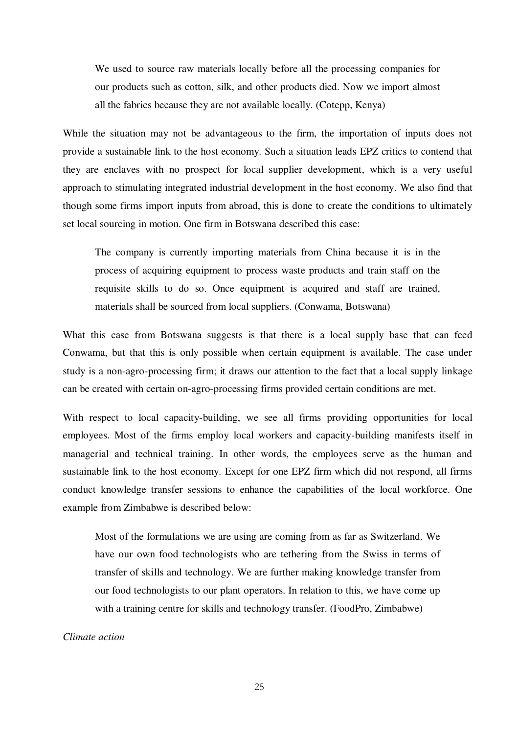> We used to source raw materials locally before all the processing companies for our products such as cotton, silk, and other products died. Now we import almost all the fabrics because they are not available locally. (Cotepp, Kenya)

While the situation may not be advantageous to the firm, the importation of inputs does not provide a sustainable link to the host economy. Such a situation leads EPZ critics to contend that they are enclaves with no prospect for local supplier development, which is a very useful approach to stimulating integrated industrial development in the host economy. We also find that though some firms import inputs from abroad, this is done to create the conditions to ultimately set local sourcing in motion. One firm in Botswana described this case:

> The company is currently importing materials from China because it is in the process of acquiring equipment to process waste products and train staff on the requisite skills to do so. Once equipment is acquired and staff are trained, materials shall be sourced from local suppliers. (Conwama, Botswana)

What this case from Botswana suggests is that there is a local supply base that can feed Conwama, but that this is only possible when certain equipment is available. The case under study is a non-agro-processing firm; it draws our attention to the fact that a local supply linkage can be created with certain on-agro-processing firms provided certain conditions are met.

With respect to local capacity-building, we see all firms providing opportunities for local employees. Most of the firms employ local workers and capacity-building manifests itself in managerial and technical training. In other words, the employees serve as the human and sustainable link to the host economy. Except for one EPZ firm which did not respond, all firms conduct knowledge transfer sessions to enhance the capabilities of the local workforce. One example from Zimbabwe is described below:

> Most of the formulations we are using are coming from as far as Switzerland. We have our own food technologists who are tethering from the Swiss in terms of transfer of skills and technology. We are further making knowledge transfer from our food technologists to our plant operators. In relation to this, we have come up with a training centre for skills and technology transfer. (FoodPro, Zimbabwe)

*Climate action*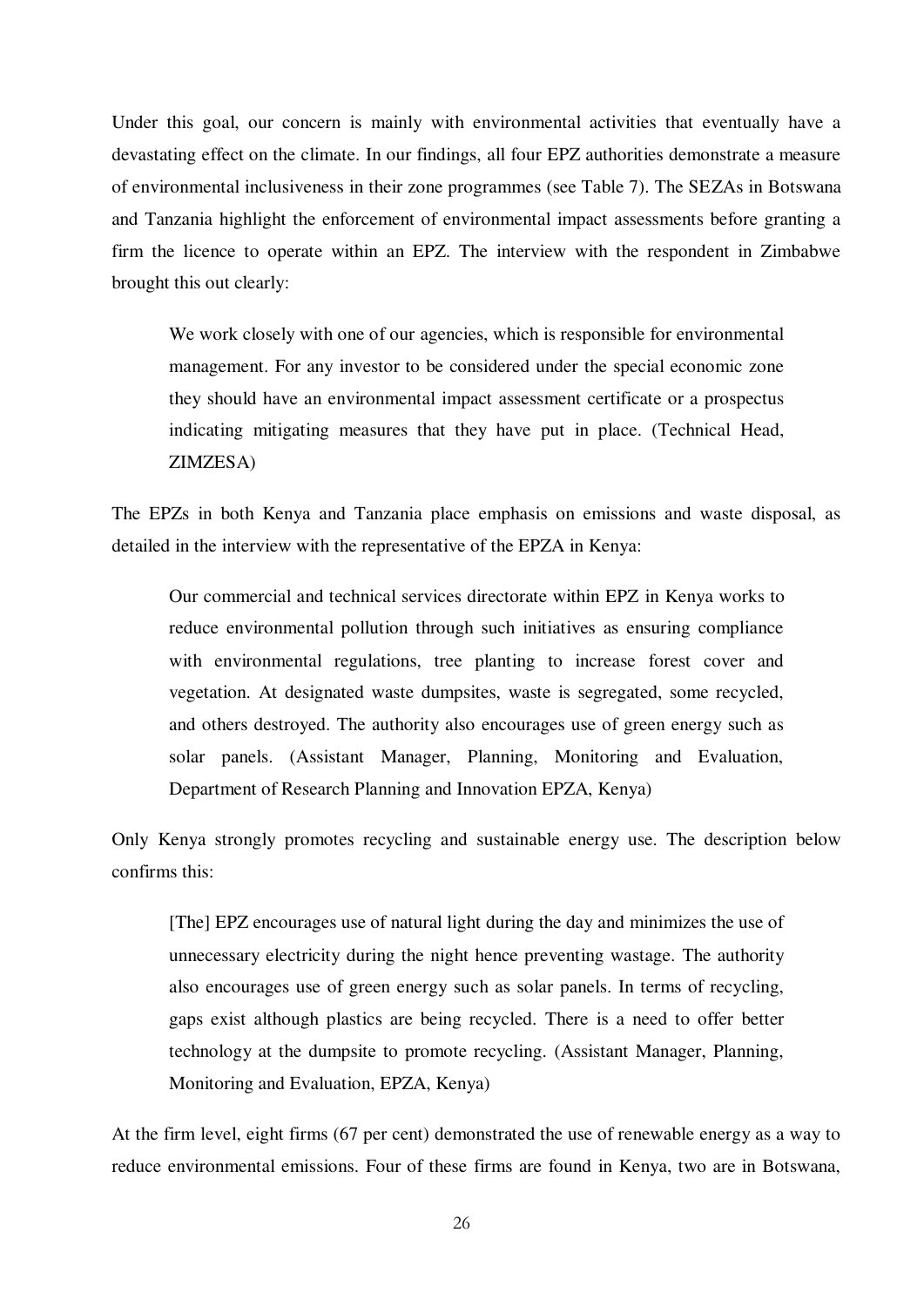Under this goal, our concern is mainly with environmental activities that eventually have a devastating effect on the climate. In our findings, all four EPZ authorities demonstrate a measure of environmental inclusiveness in their zone programmes (see Table 7). The SEZAs in Botswana and Tanzania highlight the enforcement of environmental impact assessments before granting a firm the licence to operate within an EPZ. The interview with the respondent in Zimbabwe brought this out clearly:

> We work closely with one of our agencies, which is responsible for environmental management. For any investor to be considered under the special economic zone they should have an environmental impact assessment certificate or a prospectus indicating mitigating measures that they have put in place. (Technical Head, ZIMZESA)

The EPZs in both Kenya and Tanzania place emphasis on emissions and waste disposal, as detailed in the interview with the representative of the EPZA in Kenya:

> Our commercial and technical services directorate within EPZ in Kenya works to reduce environmental pollution through such initiatives as ensuring compliance with environmental regulations, tree planting to increase forest cover and vegetation. At designated waste dumpsites, waste is segregated, some recycled, and others destroyed. The authority also encourages use of green energy such as solar panels. (Assistant Manager, Planning, Monitoring and Evaluation, Department of Research Planning and Innovation EPZA, Kenya)

Only Kenya strongly promotes recycling and sustainable energy use. The description below confirms this:

> [The] EPZ encourages use of natural light during the day and minimizes the use of unnecessary electricity during the night hence preventing wastage. The authority also encourages use of green energy such as solar panels. In terms of recycling, gaps exist although plastics are being recycled. There is a need to offer better technology at the dumpsite to promote recycling. (Assistant Manager, Planning, Monitoring and Evaluation, EPZA, Kenya)

At the firm level, eight firms (67 per cent) demonstrated the use of renewable energy as a way to reduce environmental emissions. Four of these firms are found in Kenya, two are in Botswana,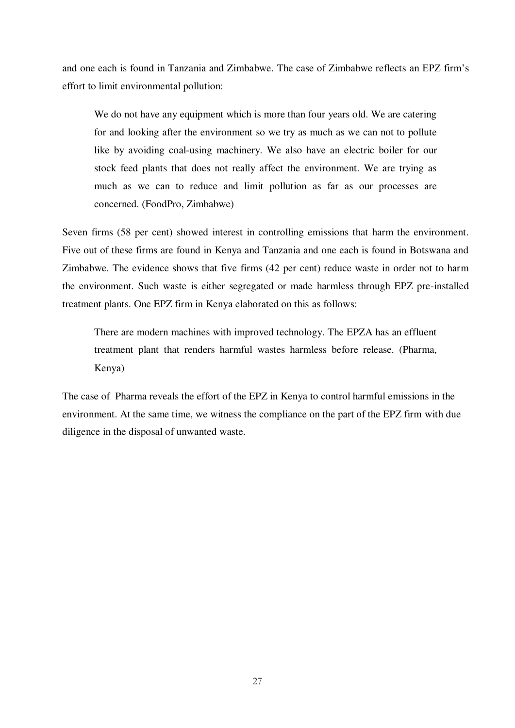and one each is found in Tanzania and Zimbabwe. The case of Zimbabwe reflects an EPZ firm's effort to limit environmental pollution:

> We do not have any equipment which is more than four years old. We are catering for and looking after the environment so we try as much as we can not to pollute like by avoiding coal-using machinery. We also have an electric boiler for our stock feed plants that does not really affect the environment. We are trying as much as we can to reduce and limit pollution as far as our processes are concerned. (FoodPro, Zimbabwe)

Seven firms (58 per cent) showed interest in controlling emissions that harm the environment. Five out of these firms are found in Kenya and Tanzania and one each is found in Botswana and Zimbabwe. The evidence shows that five firms (42 per cent) reduce waste in order not to harm the environment. Such waste is either segregated or made harmless through EPZ pre-installed treatment plants. One EPZ firm in Kenya elaborated on this as follows:

> There are modern machines with improved technology. The EPZA has an effluent treatment plant that renders harmful wastes harmless before release. (Pharma, Kenya)

The case of Pharma reveals the effort of the EPZ in Kenya to control harmful emissions in the environment. At the same time, we witness the compliance on the part of the EPZ firm with due diligence in the disposal of unwanted waste.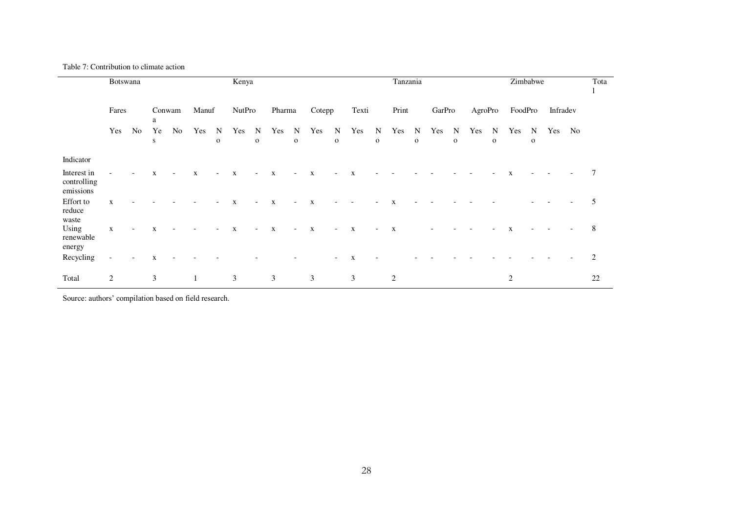Table 7: Contribution to climate action

| | Botswana | | | | Kenya | | | | | | | | | | Tanzania | | | | | | Zimbabwe | | | | Total |
|---|---|---|---|---|---|---|---|---|---|---|---|---|---|---|---|---|---|---|---|---|---|---|---|---|---|
| | Fares | | Conwama | | Manuf | | NutPro | | Pharma | | Cotepp | | Texti | | Print | | GarPro | | AgroPro | | FoodPro | | Infradev | | |
| | Yes | No | Yes | No | Yes | No | Yes | No | Yes | No | Yes | No | Yes | No | Yes | No | Yes | No | Yes | No | Yes | No | Yes | No | |
| Indicator | | | | | | | | | | | | | | | | | | | | | | | | | |
| Interest in controlling emissions | - | - | x | - | x | - | x | - | x | - | x | - | x | - | - | - | - | - | - | - | x | - | - | - | 7 |
| Effort to reduce waste | x | - | - | - | - | - | x | - | x | - | x | - | - | - | x | - | - | - | - | - | | - | - | - | 5 |
| Using renewable energy | x | - | x | - | - | - | x | - | x | - | x | - | x | - | x | | - | - | - | - | x | - | - | - | 8 |
| Recycling | - | - | x | - | - | - | | - | | - | | - | x | - | | - | - | - | - | - | - | - | - | - | 2 |
| Total | 2 | | 3 | | 1 | | 3 | | 3 | | 3 | | 3 | | 2 | | | | | | 2 | | | | 22 |

Source: authors' compilation based on field research.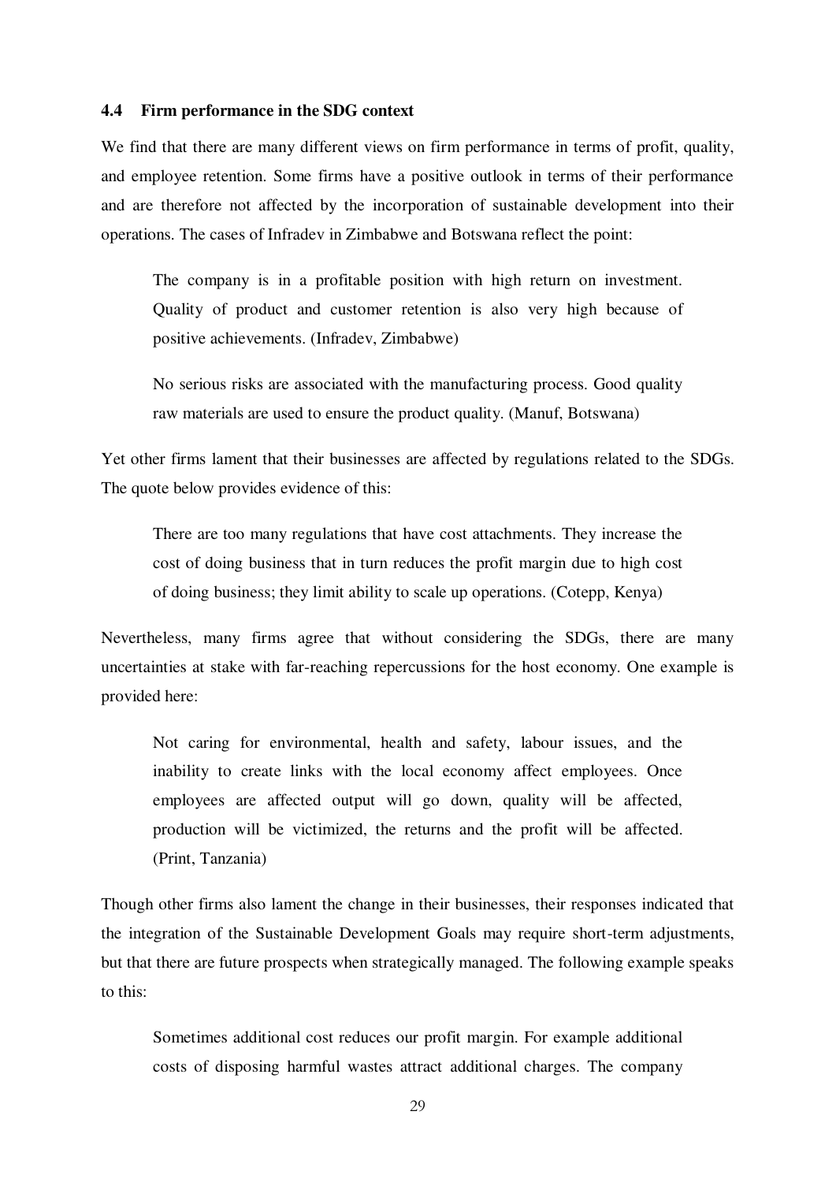### 4.4 Firm performance in the SDG context

We find that there are many different views on firm performance in terms of profit, quality, and employee retention. Some firms have a positive outlook in terms of their performance and are therefore not affected by the incorporation of sustainable development into their operations. The cases of Infradev in Zimbabwe and Botswana reflect the point:

> The company is in a profitable position with high return on investment. Quality of product and customer retention is also very high because of positive achievements. (Infradev, Zimbabwe)

> No serious risks are associated with the manufacturing process. Good quality raw materials are used to ensure the product quality. (Manuf, Botswana)

Yet other firms lament that their businesses are affected by regulations related to the SDGs. The quote below provides evidence of this:

> There are too many regulations that have cost attachments. They increase the cost of doing business that in turn reduces the profit margin due to high cost of doing business; they limit ability to scale up operations. (Cotepp, Kenya)

Nevertheless, many firms agree that without considering the SDGs, there are many uncertainties at stake with far-reaching repercussions for the host economy. One example is provided here:

> Not caring for environmental, health and safety, labour issues, and the inability to create links with the local economy affect employees. Once employees are affected output will go down, quality will be affected, production will be victimized, the returns and the profit will be affected. (Print, Tanzania)

Though other firms also lament the change in their businesses, their responses indicated that the integration of the Sustainable Development Goals may require short-term adjustments, but that there are future prospects when strategically managed. The following example speaks to this:

> Sometimes additional cost reduces our profit margin. For example additional costs of disposing harmful wastes attract additional charges. The company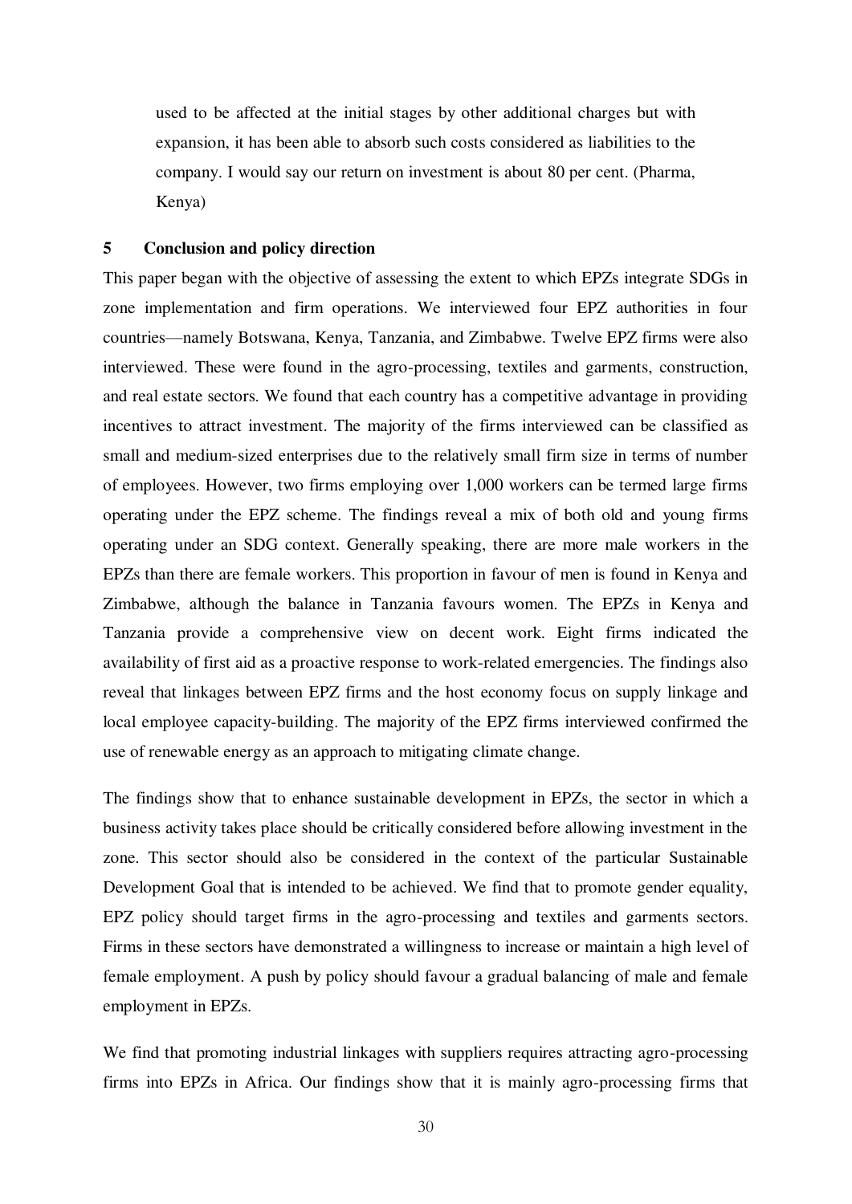> used to be affected at the initial stages by other additional charges but with expansion, it has been able to absorb such costs considered as liabilities to the company. I would say our return on investment is about 80 per cent. (Pharma, Kenya)

## 5 Conclusion and policy direction

This paper began with the objective of assessing the extent to which EPZs integrate SDGs in zone implementation and firm operations. We interviewed four EPZ authorities in four countries—namely Botswana, Kenya, Tanzania, and Zimbabwe. Twelve EPZ firms were also interviewed. These were found in the agro-processing, textiles and garments, construction, and real estate sectors. We found that each country has a competitive advantage in providing incentives to attract investment. The majority of the firms interviewed can be classified as small and medium-sized enterprises due to the relatively small firm size in terms of number of employees. However, two firms employing over 1,000 workers can be termed large firms operating under the EPZ scheme. The findings reveal a mix of both old and young firms operating under an SDG context. Generally speaking, there are more male workers in the EPZs than there are female workers. This proportion in favour of men is found in Kenya and Zimbabwe, although the balance in Tanzania favours women. The EPZs in Kenya and Tanzania provide a comprehensive view on decent work. Eight firms indicated the availability of first aid as a proactive response to work-related emergencies. The findings also reveal that linkages between EPZ firms and the host economy focus on supply linkage and local employee capacity-building. The majority of the EPZ firms interviewed confirmed the use of renewable energy as an approach to mitigating climate change.

The findings show that to enhance sustainable development in EPZs, the sector in which a business activity takes place should be critically considered before allowing investment in the zone. This sector should also be considered in the context of the particular Sustainable Development Goal that is intended to be achieved. We find that to promote gender equality, EPZ policy should target firms in the agro-processing and textiles and garments sectors. Firms in these sectors have demonstrated a willingness to increase or maintain a high level of female employment. A push by policy should favour a gradual balancing of male and female employment in EPZs.

We find that promoting industrial linkages with suppliers requires attracting agro-processing firms into EPZs in Africa. Our findings show that it is mainly agro-processing firms that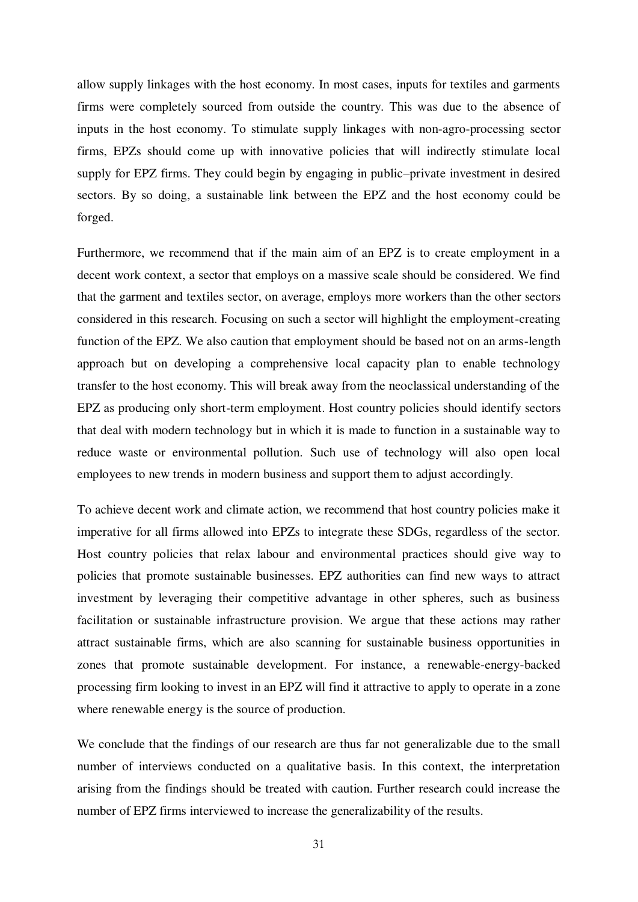allow supply linkages with the host economy. In most cases, inputs for textiles and garments firms were completely sourced from outside the country. This was due to the absence of inputs in the host economy. To stimulate supply linkages with non-agro-processing sector firms, EPZs should come up with innovative policies that will indirectly stimulate local supply for EPZ firms. They could begin by engaging in public–private investment in desired sectors. By so doing, a sustainable link between the EPZ and the host economy could be forged.

Furthermore, we recommend that if the main aim of an EPZ is to create employment in a decent work context, a sector that employs on a massive scale should be considered. We find that the garment and textiles sector, on average, employs more workers than the other sectors considered in this research. Focusing on such a sector will highlight the employment-creating function of the EPZ. We also caution that employment should be based not on an arms-length approach but on developing a comprehensive local capacity plan to enable technology transfer to the host economy. This will break away from the neoclassical understanding of the EPZ as producing only short-term employment. Host country policies should identify sectors that deal with modern technology but in which it is made to function in a sustainable way to reduce waste or environmental pollution. Such use of technology will also open local employees to new trends in modern business and support them to adjust accordingly.

To achieve decent work and climate action, we recommend that host country policies make it imperative for all firms allowed into EPZs to integrate these SDGs, regardless of the sector. Host country policies that relax labour and environmental practices should give way to policies that promote sustainable businesses. EPZ authorities can find new ways to attract investment by leveraging their competitive advantage in other spheres, such as business facilitation or sustainable infrastructure provision. We argue that these actions may rather attract sustainable firms, which are also scanning for sustainable business opportunities in zones that promote sustainable development. For instance, a renewable-energy-backed processing firm looking to invest in an EPZ will find it attractive to apply to operate in a zone where renewable energy is the source of production.

We conclude that the findings of our research are thus far not generalizable due to the small number of interviews conducted on a qualitative basis. In this context, the interpretation arising from the findings should be treated with caution. Further research could increase the number of EPZ firms interviewed to increase the generalizability of the results.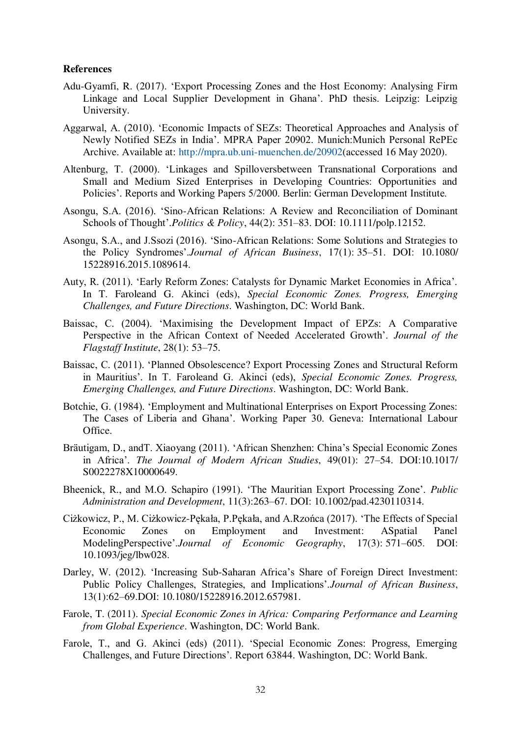**References**

Adu-Gyamfi, R. (2017). 'Export Processing Zones and the Host Economy: Analysing Firm Linkage and Local Supplier Development in Ghana'. PhD thesis. Leipzig: Leipzig University.

Aggarwal, A. (2010). 'Economic Impacts of SEZs: Theoretical Approaches and Analysis of Newly Notified SEZs in India'. MPRA Paper 20902. Munich:Munich Personal RePEc Archive. Available at: http://mpra.ub.uni-muenchen.de/20902(accessed 16 May 2020).

Altenburg, T. (2000). 'Linkages and Spilloversbetween Transnational Corporations and Small and Medium Sized Enterprises in Developing Countries: Opportunities and Policies'. Reports and Working Papers 5/2000. Berlin: German Development Institute.

Asongu, S.A. (2016). 'Sino-African Relations: A Review and Reconciliation of Dominant Schools of Thought'.*Politics & Policy*, 44(2): 351–83. DOI: 10.1111/polp.12152.

Asongu, S.A., and J.Ssozi (2016). 'Sino-African Relations: Some Solutions and Strategies to the Policy Syndromes'.*Journal of African Business*, 17(1): 35–51. DOI: 10.1080/ 15228916.2015.1089614.

Auty, R. (2011). 'Early Reform Zones: Catalysts for Dynamic Market Economies in Africa'. In T. Faroleand G. Akinci (eds), *Special Economic Zones. Progress, Emerging Challenges, and Future Directions*. Washington, DC: World Bank.

Baissac, C. (2004). 'Maximising the Development Impact of EPZs: A Comparative Perspective in the African Context of Needed Accelerated Growth'. *Journal of the Flagstaff Institute*, 28(1): 53–75.

Baissac, C. (2011). 'Planned Obsolescence? Export Processing Zones and Structural Reform in Mauritius'. In T. Faroleand G. Akinci (eds), *Special Economic Zones. Progress, Emerging Challenges, and Future Directions*. Washington, DC: World Bank.

Botchie, G. (1984). 'Employment and Multinational Enterprises on Export Processing Zones: The Cases of Liberia and Ghana'. Working Paper 30. Geneva: International Labour Office.

Bräutigam, D., andT. Xiaoyang (2011). 'African Shenzhen: China's Special Economic Zones in Africa'. *The Journal of Modern African Studies*, 49(01): 27–54. DOI:10.1017/ S0022278X10000649.

Bheenick, R., and M.O. Schapiro (1991). 'The Mauritian Export Processing Zone'. *Public Administration and Development*, 11(3):263–67. DOI: 10.1002/pad.4230110314.

Ciżkowicz, P., M. Ciżkowicz-Pękała, P.Pękała, and A.Rzońca (2017). 'The Effects of Special Economic Zones on Employment and Investment: ASpatial Panel ModelingPerspective'.*Journal of Economic Geography*, 17(3): 571–605. DOI: 10.1093/jeg/lbw028.

Darley, W. (2012). 'Increasing Sub-Saharan Africa's Share of Foreign Direct Investment: Public Policy Challenges, Strategies, and Implications'.*Journal of African Business*, 13(1):62–69.DOI: 10.1080/15228916.2012.657981.

Farole, T. (2011). *Special Economic Zones in Africa: Comparing Performance and Learning from Global Experience*. Washington, DC: World Bank.

Farole, T., and G. Akinci (eds) (2011). 'Special Economic Zones: Progress, Emerging Challenges, and Future Directions'. Report 63844. Washington, DC: World Bank.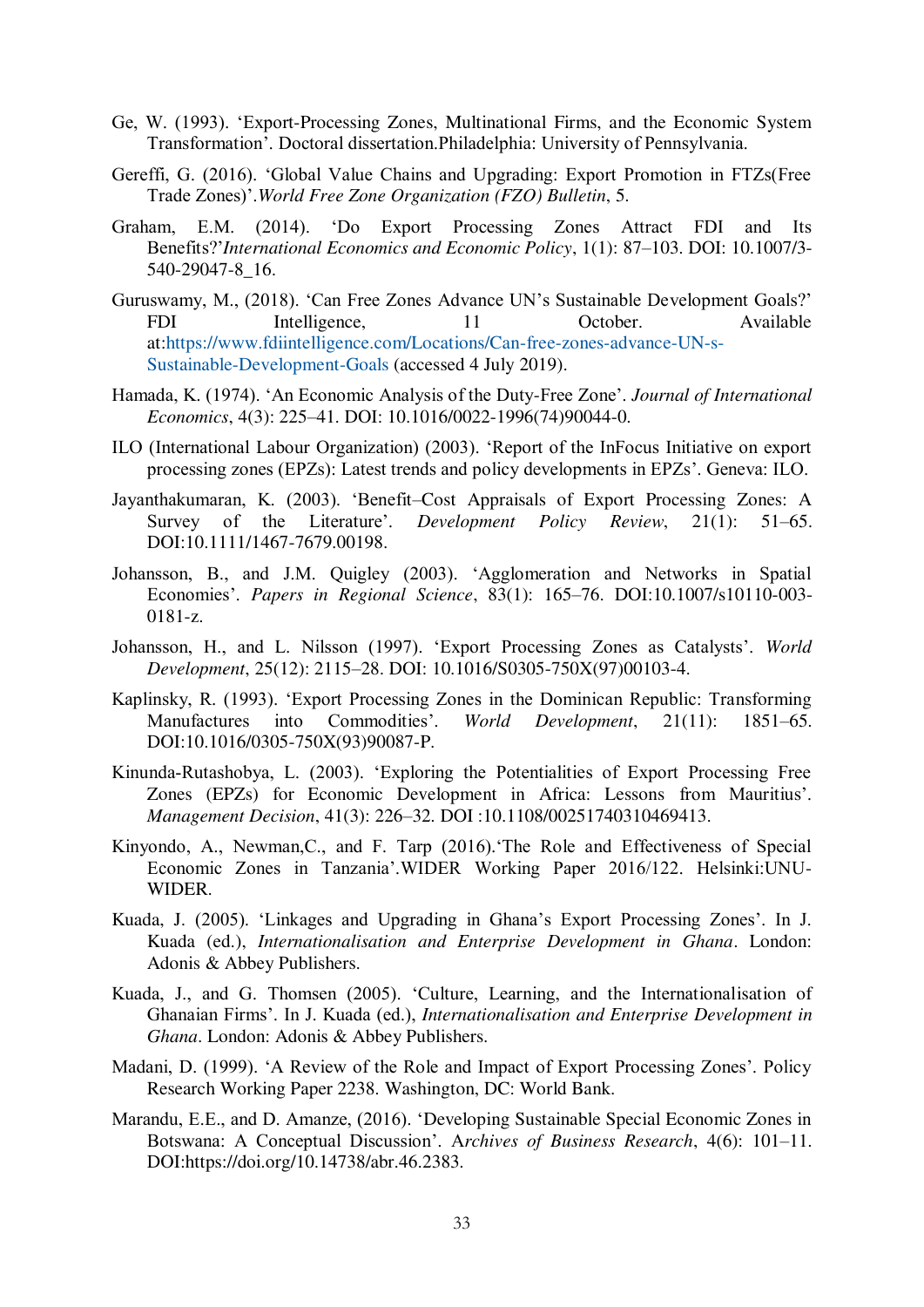Ge, W. (1993). 'Export-Processing Zones, Multinational Firms, and the Economic System Transformation'. Doctoral dissertation.Philadelphia: University of Pennsylvania.

Gereffi, G. (2016). 'Global Value Chains and Upgrading: Export Promotion in FTZs(Free Trade Zones)'.*World Free Zone Organization (FZO) Bulletin*, 5.

Graham, E.M. (2014). 'Do Export Processing Zones Attract FDI and Its Benefits?'*International Economics and Economic Policy*, 1(1): 87–103. DOI: 10.1007/3-540-29047-8_16.

Guruswamy, M., (2018). 'Can Free Zones Advance UN's Sustainable Development Goals?' FDI Intelligence, 11 October. Available at:https://www.fdiintelligence.com/Locations/Can-free-zones-advance-UN-s-Sustainable-Development-Goals (accessed 4 July 2019).

Hamada, K. (1974). 'An Economic Analysis of the Duty-Free Zone'. *Journal of International Economics*, 4(3): 225–41. DOI: 10.1016/0022-1996(74)90044-0.

ILO (International Labour Organization) (2003). 'Report of the InFocus Initiative on export processing zones (EPZs): Latest trends and policy developments in EPZs'. Geneva: ILO.

Jayanthakumaran, K. (2003). 'Benefit–Cost Appraisals of Export Processing Zones: A Survey of the Literature'. *Development Policy Review*, 21(1): 51–65. DOI:10.1111/1467-7679.00198.

Johansson, B., and J.M. Quigley (2003). 'Agglomeration and Networks in Spatial Economies'. *Papers in Regional Science*, 83(1): 165–76. DOI:10.1007/s10110-003-0181-z.

Johansson, H., and L. Nilsson (1997). 'Export Processing Zones as Catalysts'. *World Development*, 25(12): 2115–28. DOI: 10.1016/S0305-750X(97)00103-4.

Kaplinsky, R. (1993). 'Export Processing Zones in the Dominican Republic: Transforming Manufactures into Commodities'. *World Development*, 21(11): 1851–65. DOI:10.1016/0305-750X(93)90087-P.

Kinunda-Rutashobya, L. (2003). 'Exploring the Potentialities of Export Processing Free Zones (EPZs) for Economic Development in Africa: Lessons from Mauritius'. *Management Decision*, 41(3): 226–32. DOI :10.1108/00251740310469413.

Kinyondo, A., Newman,C., and F. Tarp (2016).'The Role and Effectiveness of Special Economic Zones in Tanzania'.WIDER Working Paper 2016/122. Helsinki:UNU-WIDER.

Kuada, J. (2005). 'Linkages and Upgrading in Ghana's Export Processing Zones'. In J. Kuada (ed.), *Internationalisation and Enterprise Development in Ghana*. London: Adonis & Abbey Publishers.

Kuada, J., and G. Thomsen (2005). 'Culture, Learning, and the Internationalisation of Ghanaian Firms'. In J. Kuada (ed.), *Internationalisation and Enterprise Development in Ghana*. London: Adonis & Abbey Publishers.

Madani, D. (1999). 'A Review of the Role and Impact of Export Processing Zones'. Policy Research Working Paper 2238. Washington, DC: World Bank.

Marandu, E.E., and D. Amanze, (2016). 'Developing Sustainable Special Economic Zones in Botswana: A Conceptual Discussion'. A*rchives of Business Research*, 4(6): 101–11. DOI:https://doi.org/10.14738/abr.46.2383.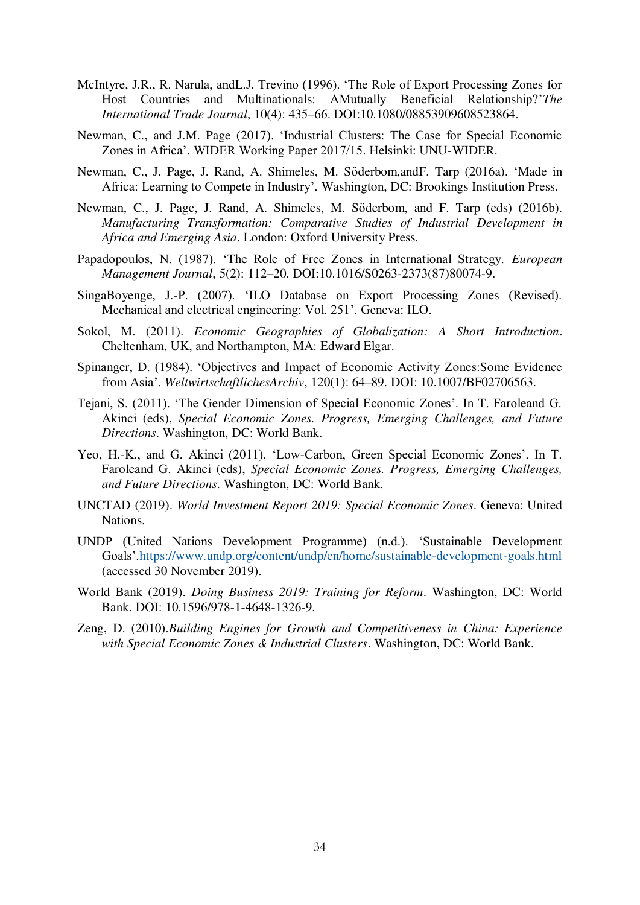McIntyre, J.R., R. Narula, andL.J. Trevino (1996). 'The Role of Export Processing Zones for Host Countries and Multinationals: AMutually Beneficial Relationship?'*The International Trade Journal*, 10(4): 435–66. DOI:10.1080/08853909608523864.

Newman, C., and J.M. Page (2017). 'Industrial Clusters: The Case for Special Economic Zones in Africa'. WIDER Working Paper 2017/15. Helsinki: UNU-WIDER.

Newman, C., J. Page, J. Rand, A. Shimeles, M. Söderbom,andF. Tarp (2016a). 'Made in Africa: Learning to Compete in Industry'. Washington, DC: Brookings Institution Press.

Newman, C., J. Page, J. Rand, A. Shimeles, M. Söderbom, and F. Tarp (eds) (2016b). *Manufacturing Transformation: Comparative Studies of Industrial Development in Africa and Emerging Asia*. London: Oxford University Press.

Papadopoulos, N. (1987). 'The Role of Free Zones in International Strategy. *European Management Journal*, 5(2): 112–20. DOI:10.1016/S0263-2373(87)80074-9.

SingaBoyenge, J.-P. (2007). 'ILO Database on Export Processing Zones (Revised). Mechanical and electrical engineering: Vol. 251'. Geneva: ILO.

Sokol, M. (2011). *Economic Geographies of Globalization: A Short Introduction*. Cheltenham, UK, and Northampton, MA: Edward Elgar.

Spinanger, D. (1984). 'Objectives and Impact of Economic Activity Zones:Some Evidence from Asia'. *WeltwirtschaftlichesArchiv*, 120(1): 64–89. DOI: 10.1007/BF02706563.

Tejani, S. (2011). 'The Gender Dimension of Special Economic Zones'. In T. Faroleand G. Akinci (eds), *Special Economic Zones. Progress, Emerging Challenges, and Future Directions*. Washington, DC: World Bank.

Yeo, H.-K., and G. Akinci (2011). 'Low-Carbon, Green Special Economic Zones'. In T. Faroleand G. Akinci (eds), *Special Economic Zones. Progress, Emerging Challenges, and Future Directions*. Washington, DC: World Bank.

UNCTAD (2019). *World Investment Report 2019: Special Economic Zones*. Geneva: United Nations.

UNDP (United Nations Development Programme) (n.d.). 'Sustainable Development Goals'.https://www.undp.org/content/undp/en/home/sustainable-development-goals.html (accessed 30 November 2019).

World Bank (2019). *Doing Business 2019: Training for Reform*. Washington, DC: World Bank. DOI: 10.1596/978-1-4648-1326-9.

Zeng, D. (2010).*Building Engines for Growth and Competitiveness in China: Experience with Special Economic Zones & Industrial Clusters*. Washington, DC: World Bank.